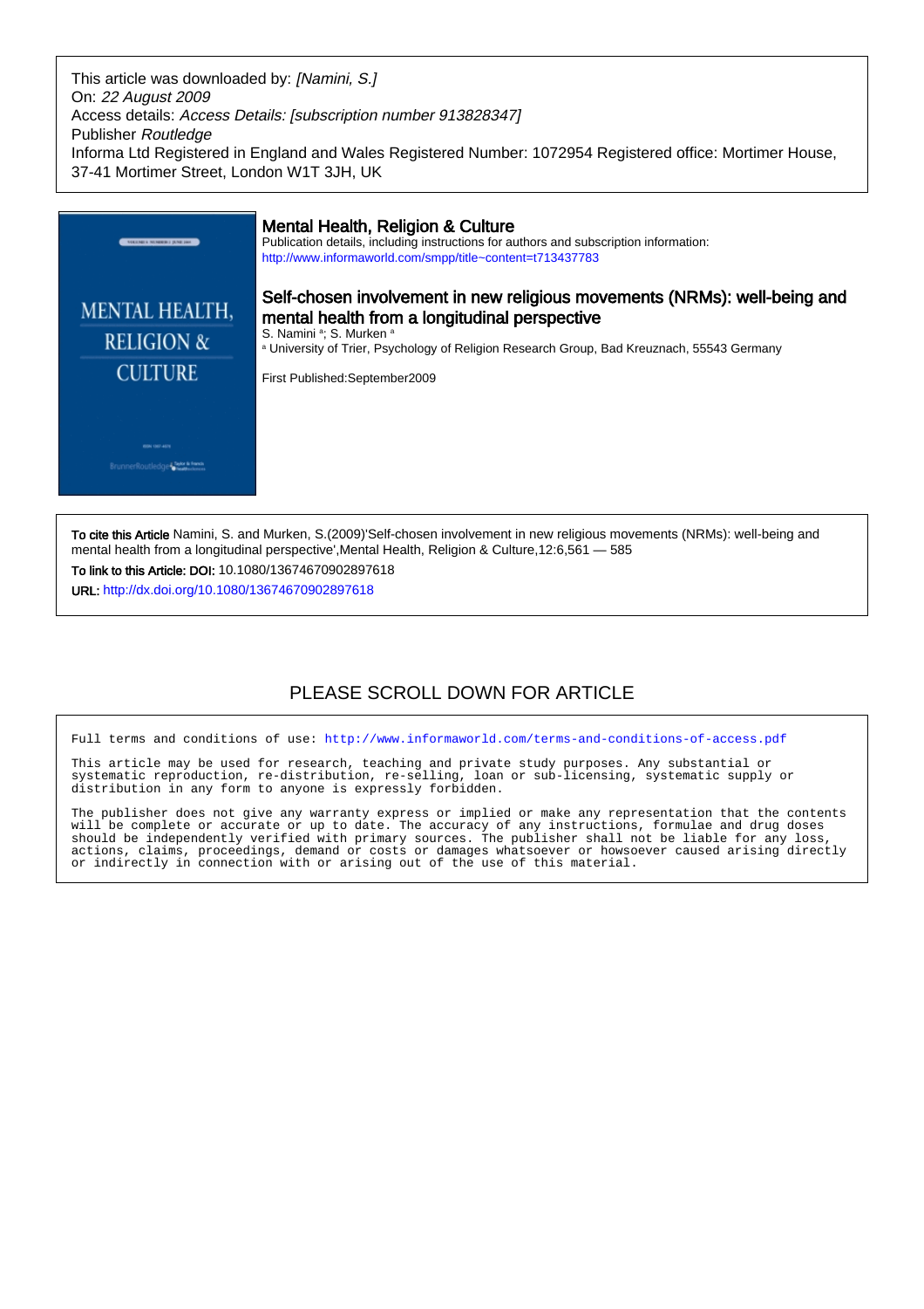This article was downloaded by: *[Namini, S.]*
On: *22 August 2009*
Access details: *Access Details: [subscription number 913828347]*
Publisher *Routledge*
Informa Ltd Registered in England and Wales Registered Number: 1072954 Registered office: Mortimer House, 37-41 Mortimer Street, London W1T 3JH, UK

MENTAL HEALTH, RELIGION & CULTURE

## Mental Health, Religion & Culture

Publication details, including instructions for authors and subscription information:
http://www.informaworld.com/smpp/title~content=t713437783

## Self-chosen involvement in new religious movements (NRMs): well-being and mental health from a longitudinal perspective

S. Namini [a]; S. Murken [a]

[a] University of Trier, Psychology of Religion Research Group, Bad Kreuznach, 55543 Germany

First Published:September2009

**To cite this Article** Namini, S. and Murken, S.(2009)'Self-chosen involvement in new religious movements (NRMs): well-being and mental health from a longitudinal perspective',Mental Health, Religion & Culture,12:6,561 — 585

**To link to this Article: DOI:** 10.1080/13674670902897618

**URL:** http://dx.doi.org/10.1080/13674670902897618

PLEASE SCROLL DOWN FOR ARTICLE

Full terms and conditions of use: http://www.informaworld.com/terms-and-conditions-of-access.pdf

This article may be used for research, teaching and private study purposes. Any substantial or systematic reproduction, re-distribution, re-selling, loan or sub-licensing, systematic supply or distribution in any form to anyone is expressly forbidden.

The publisher does not give any warranty express or implied or make any representation that the contents will be complete or accurate or up to date. The accuracy of any instructions, formulae and drug doses should be independently verified with primary sources. The publisher shall not be liable for any loss, actions, claims, proceedings, demand or costs or damages whatsoever or howsoever caused arising directly or indirectly in connection with or arising out of the use of this material.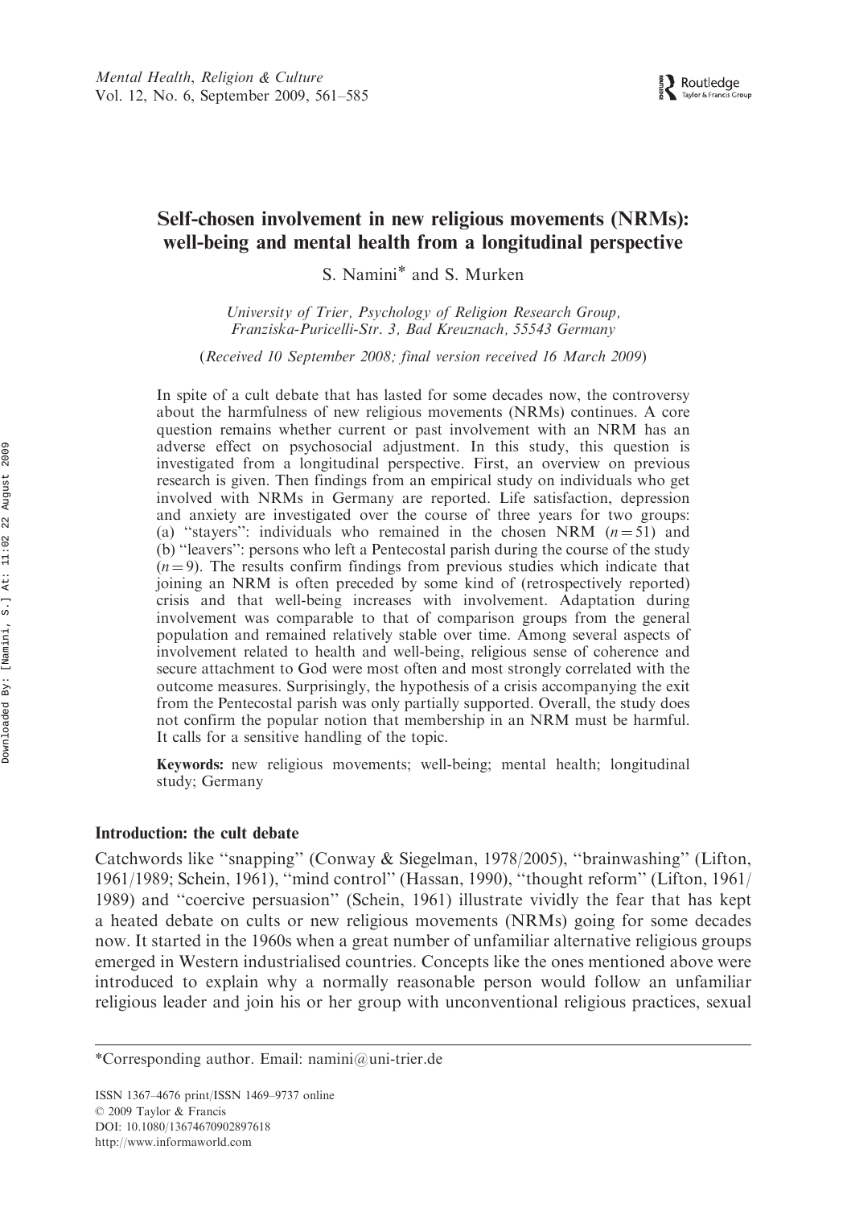# Self-chosen involvement in new religious movements (NRMs): well-being and mental health from a longitudinal perspective

S. Namini* and S. Murken

*University of Trier, Psychology of Religion Research Group, Franziska-Puricelli-Str. 3, Bad Kreuznach, 55543 Germany*

(*Received 10 September 2008; final version received 16 March 2009*)

In spite of a cult debate that has lasted for some decades now, the controversy about the harmfulness of new religious movements (NRMs) continues. A core question remains whether current or past involvement with an NRM has an adverse effect on psychosocial adjustment. In this study, this question is investigated from a longitudinal perspective. First, an overview on previous research is given. Then findings from an empirical study on individuals who get involved with NRMs in Germany are reported. Life satisfaction, depression and anxiety are investigated over the course of three years for two groups: (a) "stayers": individuals who remained in the chosen NRM ($n = 51$) and (b) "leavers": persons who left a Pentecostal parish during the course of the study ($n = 9$). The results confirm findings from previous studies which indicate that joining an NRM is often preceded by some kind of (retrospectively reported) crisis and that well-being increases with involvement. Adaptation during involvement was comparable to that of comparison groups from the general population and remained relatively stable over time. Among several aspects of involvement related to health and well-being, religious sense of coherence and secure attachment to God were most often and most strongly correlated with the outcome measures. Surprisingly, the hypothesis of a crisis accompanying the exit from the Pentecostal parish was only partially supported. Overall, the study does not confirm the popular notion that membership in an NRM must be harmful. It calls for a sensitive handling of the topic.

**Keywords:** new religious movements; well-being; mental health; longitudinal study; Germany

## Introduction: the cult debate

Catchwords like "snapping" (Conway & Siegelman, 1978/2005), "brainwashing" (Lifton, 1961/1989; Schein, 1961), "mind control" (Hassan, 1990), "thought reform" (Lifton, 1961/1989) and "coercive persuasion" (Schein, 1961) illustrate vividly the fear that has kept a heated debate on cults or new religious movements (NRMs) going for some decades now. It started in the 1960s when a great number of unfamiliar alternative religious groups emerged in Western industrialised countries. Concepts like the ones mentioned above were introduced to explain why a normally reasonable person would follow an unfamiliar religious leader and join his or her group with unconventional religious practices, sexual

*Corresponding author. Email: namini@uni-trier.de

ISSN 1367–4676 print/ISSN 1469–9737 online
© 2009 Taylor & Francis
DOI: 10.1080/13674670902897618
http://www.informaworld.com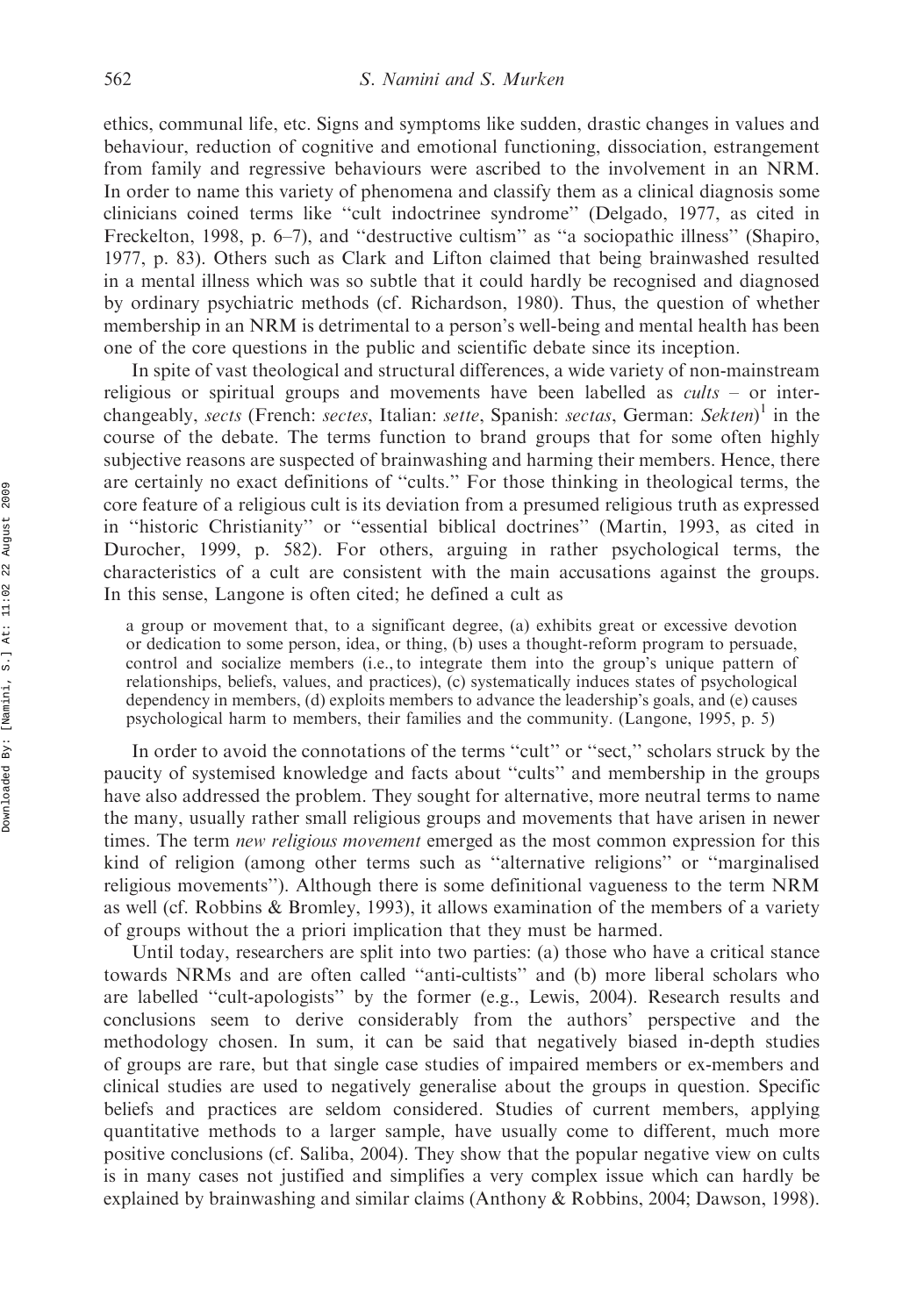ethics, communal life, etc. Signs and symptoms like sudden, drastic changes in values and behaviour, reduction of cognitive and emotional functioning, dissociation, estrangement from family and regressive behaviours were ascribed to the involvement in an NRM. In order to name this variety of phenomena and classify them as a clinical diagnosis some clinicians coined terms like "cult indoctrinee syndrome" (Delgado, 1977, as cited in Freckelton, 1998, p. 6–7), and "destructive cultism" as "a sociopathic illness" (Shapiro, 1977, p. 83). Others such as Clark and Lifton claimed that being brainwashed resulted in a mental illness which was so subtle that it could hardly be recognised and diagnosed by ordinary psychiatric methods (cf. Richardson, 1980). Thus, the question of whether membership in an NRM is detrimental to a person's well-being and mental health has been one of the core questions in the public and scientific debate since its inception.

In spite of vast theological and structural differences, a wide variety of non-mainstream religious or spiritual groups and movements have been labelled as *cults* – or interchangeably, *sects* (French: *sectes*, Italian: *sette*, Spanish: *sectas*, German: *Sekten*)[1] in the course of the debate. The terms function to brand groups that for some often highly subjective reasons are suspected of brainwashing and harming their members. Hence, there are certainly no exact definitions of "cults." For those thinking in theological terms, the core feature of a religious cult is its deviation from a presumed religious truth as expressed in "historic Christianity" or "essential biblical doctrines" (Martin, 1993, as cited in Durocher, 1999, p. 582). For others, arguing in rather psychological terms, the characteristics of a cult are consistent with the main accusations against the groups. In this sense, Langone is often cited; he defined a cult as

> a group or movement that, to a significant degree, (a) exhibits great or excessive devotion or dedication to some person, idea, or thing, (b) uses a thought-reform program to persuade, control and socialize members (i.e., to integrate them into the group's unique pattern of relationships, beliefs, values, and practices), (c) systematically induces states of psychological dependency in members, (d) exploits members to advance the leadership's goals, and (e) causes psychological harm to members, their families and the community. (Langone, 1995, p. 5)

In order to avoid the connotations of the terms "cult" or "sect," scholars struck by the paucity of systemised knowledge and facts about "cults" and membership in the groups have also addressed the problem. They sought for alternative, more neutral terms to name the many, usually rather small religious groups and movements that have arisen in newer times. The term *new religious movement* emerged as the most common expression for this kind of religion (among other terms such as "alternative religions" or "marginalised religious movements"). Although there is some definitional vagueness to the term NRM as well (cf. Robbins & Bromley, 1993), it allows examination of the members of a variety of groups without the a priori implication that they must be harmed.

Until today, researchers are split into two parties: (a) those who have a critical stance towards NRMs and are often called "anti-cultists" and (b) more liberal scholars who are labelled "cult-apologists" by the former (e.g., Lewis, 2004). Research results and conclusions seem to derive considerably from the authors' perspective and the methodology chosen. In sum, it can be said that negatively biased in-depth studies of groups are rare, but that single case studies of impaired members or ex-members and clinical studies are used to negatively generalise about the groups in question. Specific beliefs and practices are seldom considered. Studies of current members, applying quantitative methods to a larger sample, have usually come to different, much more positive conclusions (cf. Saliba, 2004). They show that the popular negative view on cults is in many cases not justified and simplifies a very complex issue which can hardly be explained by brainwashing and similar claims (Anthony & Robbins, 2004; Dawson, 1998).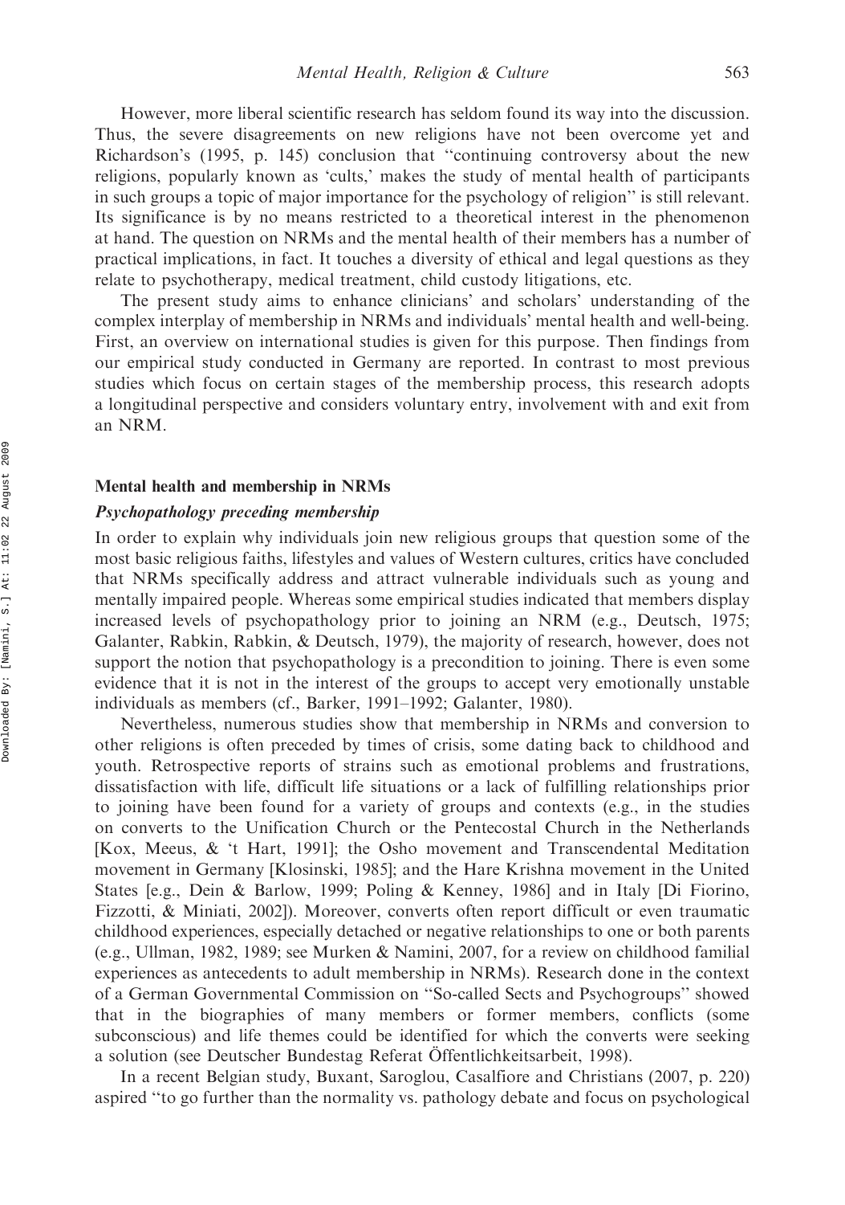However, more liberal scientific research has seldom found its way into the discussion. Thus, the severe disagreements on new religions have not been overcome yet and Richardson's (1995, p. 145) conclusion that "continuing controversy about the new religions, popularly known as 'cults,' makes the study of mental health of participants in such groups a topic of major importance for the psychology of religion" is still relevant. Its significance is by no means restricted to a theoretical interest in the phenomenon at hand. The question on NRMs and the mental health of their members has a number of practical implications, in fact. It touches a diversity of ethical and legal questions as they relate to psychotherapy, medical treatment, child custody litigations, etc.

The present study aims to enhance clinicians' and scholars' understanding of the complex interplay of membership in NRMs and individuals' mental health and well-being. First, an overview on international studies is given for this purpose. Then findings from our empirical study conducted in Germany are reported. In contrast to most previous studies which focus on certain stages of the membership process, this research adopts a longitudinal perspective and considers voluntary entry, involvement with and exit from an NRM.

## Mental health and membership in NRMs

### *Psychopathology preceding membership*

In order to explain why individuals join new religious groups that question some of the most basic religious faiths, lifestyles and values of Western cultures, critics have concluded that NRMs specifically address and attract vulnerable individuals such as young and mentally impaired people. Whereas some empirical studies indicated that members display increased levels of psychopathology prior to joining an NRM (e.g., Deutsch, 1975; Galanter, Rabkin, Rabkin, & Deutsch, 1979), the majority of research, however, does not support the notion that psychopathology is a precondition to joining. There is even some evidence that it is not in the interest of the groups to accept very emotionally unstable individuals as members (cf., Barker, 1991–1992; Galanter, 1980).

Nevertheless, numerous studies show that membership in NRMs and conversion to other religions is often preceded by times of crisis, some dating back to childhood and youth. Retrospective reports of strains such as emotional problems and frustrations, dissatisfaction with life, difficult life situations or a lack of fulfilling relationships prior to joining have been found for a variety of groups and contexts (e.g., in the studies on converts to the Unification Church or the Pentecostal Church in the Netherlands [Kox, Meeus, & 't Hart, 1991]; the Osho movement and Transcendental Meditation movement in Germany [Klosinski, 1985]; and the Hare Krishna movement in the United States [e.g., Dein & Barlow, 1999; Poling & Kenney, 1986] and in Italy [Di Fiorino, Fizzotti, & Miniati, 2002]). Moreover, converts often report difficult or even traumatic childhood experiences, especially detached or negative relationships to one or both parents (e.g., Ullman, 1982, 1989; see Murken & Namini, 2007, for a review on childhood familial experiences as antecedents to adult membership in NRMs). Research done in the context of a German Governmental Commission on "So-called Sects and Psychogroups" showed that in the biographies of many members or former members, conflicts (some subconscious) and life themes could be identified for which the converts were seeking a solution (see Deutscher Bundestag Referat Öffentlichkeitsarbeit, 1998).

In a recent Belgian study, Buxant, Saroglou, Casalfiore and Christians (2007, p. 220) aspired "to go further than the normality vs. pathology debate and focus on psychological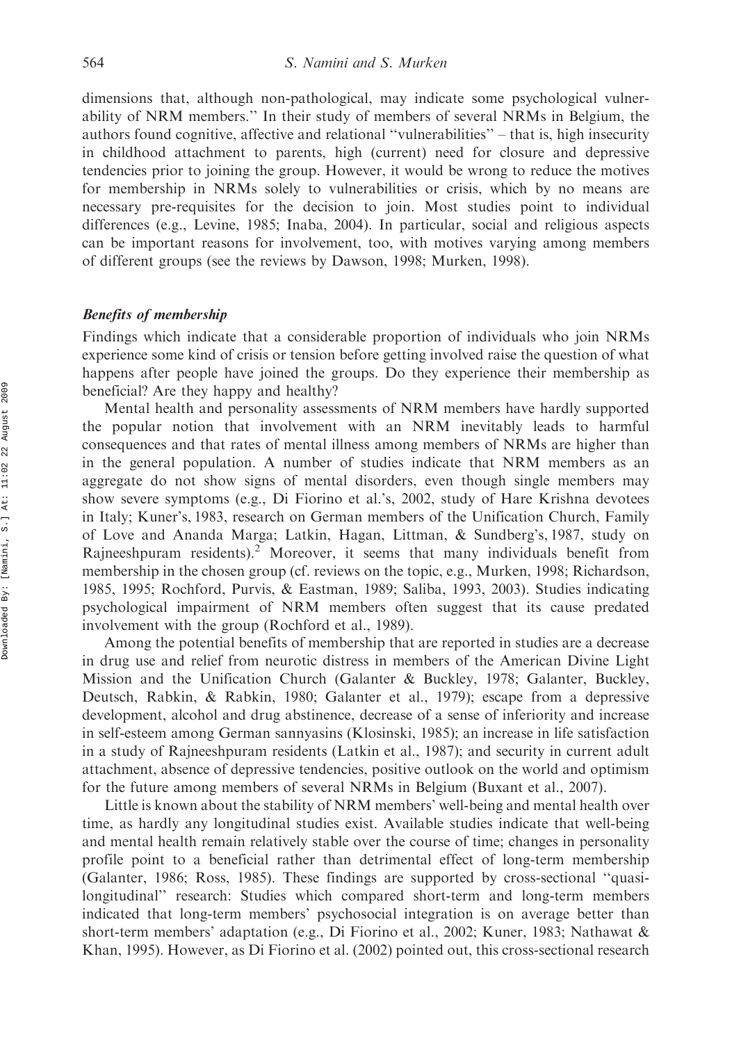dimensions that, although non-pathological, may indicate some psychological vulnerability of NRM members." In their study of members of several NRMs in Belgium, the authors found cognitive, affective and relational "vulnerabilities" – that is, high insecurity in childhood attachment to parents, high (current) need for closure and depressive tendencies prior to joining the group. However, it would be wrong to reduce the motives for membership in NRMs solely to vulnerabilities or crisis, which by no means are necessary pre-requisites for the decision to join. Most studies point to individual differences (e.g., Levine, 1985; Inaba, 2004). In particular, social and religious aspects can be important reasons for involvement, too, with motives varying among members of different groups (see the reviews by Dawson, 1998; Murken, 1998).

### *Benefits of membership*

Findings which indicate that a considerable proportion of individuals who join NRMs experience some kind of crisis or tension before getting involved raise the question of what happens after people have joined the groups. Do they experience their membership as beneficial? Are they happy and healthy?

Mental health and personality assessments of NRM members have hardly supported the popular notion that involvement with an NRM inevitably leads to harmful consequences and that rates of mental illness among members of NRMs are higher than in the general population. A number of studies indicate that NRM members as an aggregate do not show signs of mental disorders, even though single members may show severe symptoms (e.g., Di Fiorino et al.'s, 2002, study of Hare Krishna devotees in Italy; Kuner's, 1983, research on German members of the Unification Church, Family of Love and Ananda Marga; Latkin, Hagan, Littman, & Sundberg's, 1987, study on Rajneeshpuram residents).[2] Moreover, it seems that many individuals benefit from membership in the chosen group (cf. reviews on the topic, e.g., Murken, 1998; Richardson, 1985, 1995; Rochford, Purvis, & Eastman, 1989; Saliba, 1993, 2003). Studies indicating psychological impairment of NRM members often suggest that its cause predated involvement with the group (Rochford et al., 1989).

Among the potential benefits of membership that are reported in studies are a decrease in drug use and relief from neurotic distress in members of the American Divine Light Mission and the Unification Church (Galanter & Buckley, 1978; Galanter, Buckley, Deutsch, Rabkin, & Rabkin, 1980; Galanter et al., 1979); escape from a depressive development, alcohol and drug abstinence, decrease of a sense of inferiority and increase in self-esteem among German sannyasins (Klosinski, 1985); an increase in life satisfaction in a study of Rajneeshpuram residents (Latkin et al., 1987); and security in current adult attachment, absence of depressive tendencies, positive outlook on the world and optimism for the future among members of several NRMs in Belgium (Buxant et al., 2007).

Little is known about the stability of NRM members' well-being and mental health over time, as hardly any longitudinal studies exist. Available studies indicate that well-being and mental health remain relatively stable over the course of time; changes in personality profile point to a beneficial rather than detrimental effect of long-term membership (Galanter, 1986; Ross, 1985). These findings are supported by cross-sectional "quasi-longitudinal" research: Studies which compared short-term and long-term members indicated that long-term members' psychosocial integration is on average better than short-term members' adaptation (e.g., Di Fiorino et al., 2002; Kuner, 1983; Nathawat & Khan, 1995). However, as Di Fiorino et al. (2002) pointed out, this cross-sectional research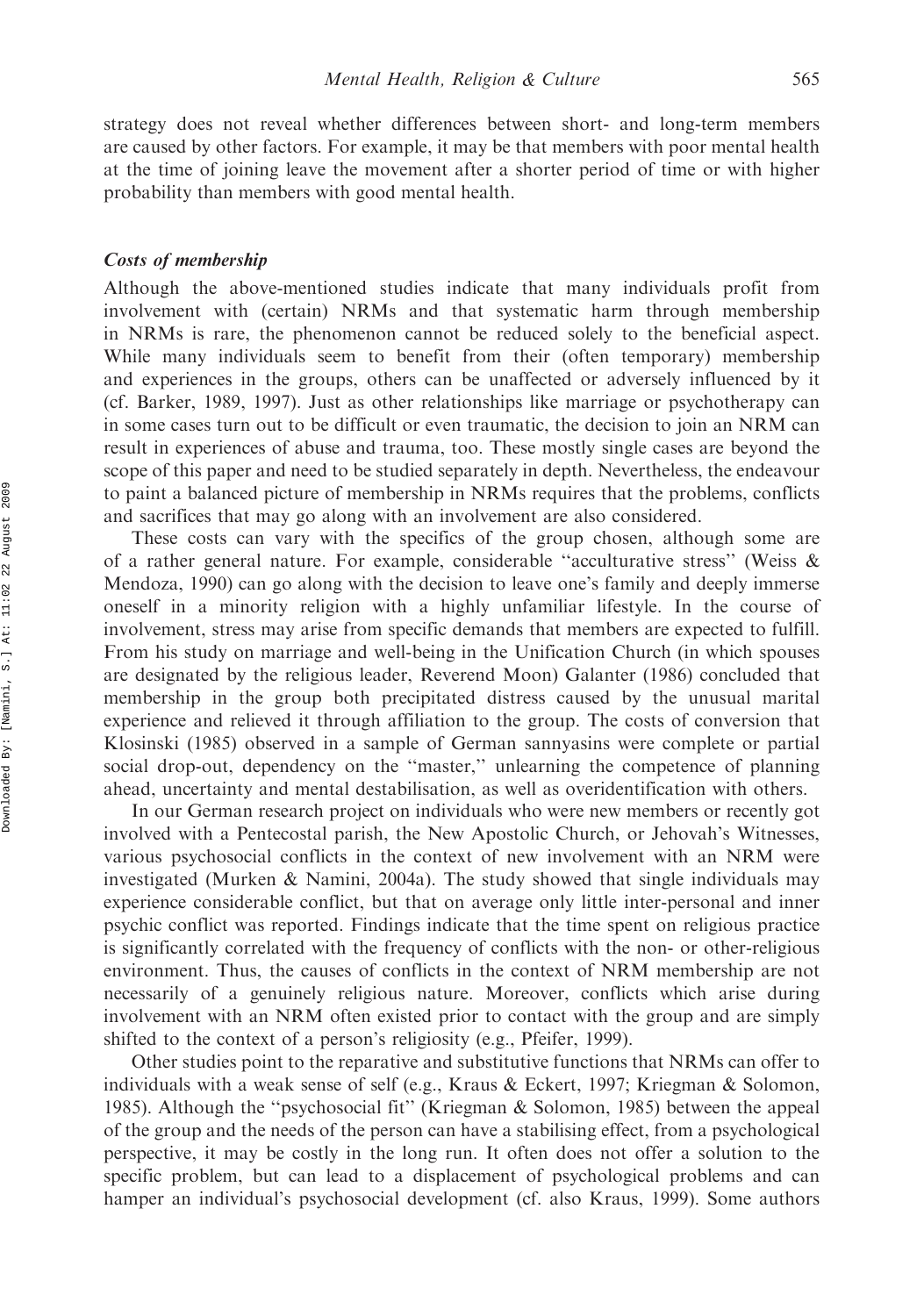strategy does not reveal whether differences between short- and long-term members are caused by other factors. For example, it may be that members with poor mental health at the time of joining leave the movement after a shorter period of time or with higher probability than members with good mental health.

### *Costs of membership*

Although the above-mentioned studies indicate that many individuals profit from involvement with (certain) NRMs and that systematic harm through membership in NRMs is rare, the phenomenon cannot be reduced solely to the beneficial aspect. While many individuals seem to benefit from their (often temporary) membership and experiences in the groups, others can be unaffected or adversely influenced by it (cf. Barker, 1989, 1997). Just as other relationships like marriage or psychotherapy can in some cases turn out to be difficult or even traumatic, the decision to join an NRM can result in experiences of abuse and trauma, too. These mostly single cases are beyond the scope of this paper and need to be studied separately in depth. Nevertheless, the endeavour to paint a balanced picture of membership in NRMs requires that the problems, conflicts and sacrifices that may go along with an involvement are also considered.

These costs can vary with the specifics of the group chosen, although some are of a rather general nature. For example, considerable "acculturative stress" (Weiss & Mendoza, 1990) can go along with the decision to leave one's family and deeply immerse oneself in a minority religion with a highly unfamiliar lifestyle. In the course of involvement, stress may arise from specific demands that members are expected to fulfill. From his study on marriage and well-being in the Unification Church (in which spouses are designated by the religious leader, Reverend Moon) Galanter (1986) concluded that membership in the group both precipitated distress caused by the unusual marital experience and relieved it through affiliation to the group. The costs of conversion that Klosinski (1985) observed in a sample of German sannyasins were complete or partial social drop-out, dependency on the "master," unlearning the competence of planning ahead, uncertainty and mental destabilisation, as well as overidentification with others.

In our German research project on individuals who were new members or recently got involved with a Pentecostal parish, the New Apostolic Church, or Jehovah's Witnesses, various psychosocial conflicts in the context of new involvement with an NRM were investigated (Murken & Namini, 2004a). The study showed that single individuals may experience considerable conflict, but that on average only little inter-personal and inner psychic conflict was reported. Findings indicate that the time spent on religious practice is significantly correlated with the frequency of conflicts with the non- or other-religious environment. Thus, the causes of conflicts in the context of NRM membership are not necessarily of a genuinely religious nature. Moreover, conflicts which arise during involvement with an NRM often existed prior to contact with the group and are simply shifted to the context of a person's religiosity (e.g., Pfeifer, 1999).

Other studies point to the reparative and substitutive functions that NRMs can offer to individuals with a weak sense of self (e.g., Kraus & Eckert, 1997; Kriegman & Solomon, 1985). Although the "psychosocial fit" (Kriegman & Solomon, 1985) between the appeal of the group and the needs of the person can have a stabilising effect, from a psychological perspective, it may be costly in the long run. It often does not offer a solution to the specific problem, but can lead to a displacement of psychological problems and can hamper an individual's psychosocial development (cf. also Kraus, 1999). Some authors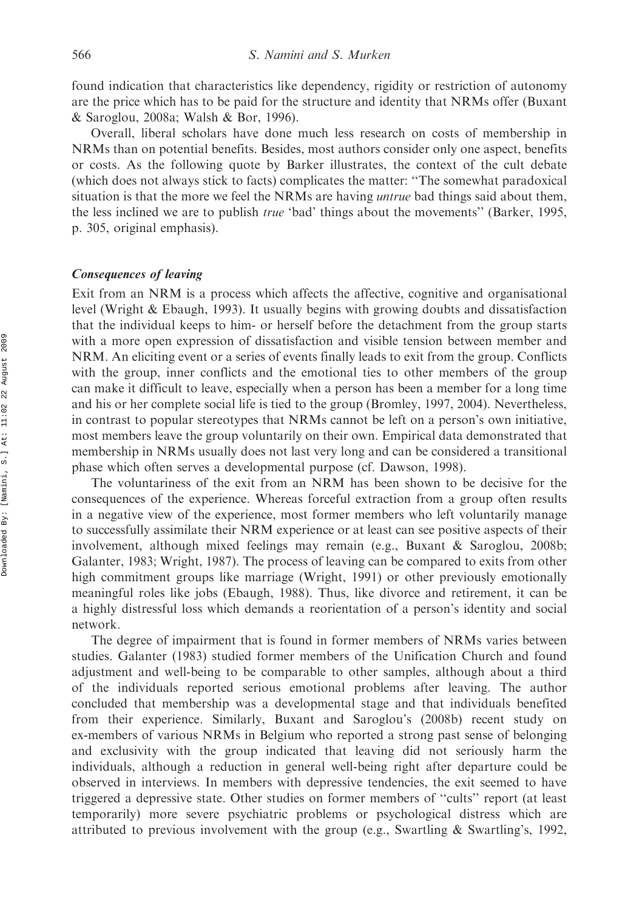found indication that characteristics like dependency, rigidity or restriction of autonomy are the price which has to be paid for the structure and identity that NRMs offer (Buxant & Saroglou, 2008a; Walsh & Bor, 1996).

Overall, liberal scholars have done much less research on costs of membership in NRMs than on potential benefits. Besides, most authors consider only one aspect, benefits or costs. As the following quote by Barker illustrates, the context of the cult debate (which does not always stick to facts) complicates the matter: "The somewhat paradoxical situation is that the more we feel the NRMs are having *untrue* bad things said about them, the less inclined we are to publish *true* 'bad' things about the movements" (Barker, 1995, p. 305, original emphasis).

### *Consequences of leaving*

Exit from an NRM is a process which affects the affective, cognitive and organisational level (Wright & Ebaugh, 1993). It usually begins with growing doubts and dissatisfaction that the individual keeps to him- or herself before the detachment from the group starts with a more open expression of dissatisfaction and visible tension between member and NRM. An eliciting event or a series of events finally leads to exit from the group. Conflicts with the group, inner conflicts and the emotional ties to other members of the group can make it difficult to leave, especially when a person has been a member for a long time and his or her complete social life is tied to the group (Bromley, 1997, 2004). Nevertheless, in contrast to popular stereotypes that NRMs cannot be left on a person's own initiative, most members leave the group voluntarily on their own. Empirical data demonstrated that membership in NRMs usually does not last very long and can be considered a transitional phase which often serves a developmental purpose (cf. Dawson, 1998).

The voluntariness of the exit from an NRM has been shown to be decisive for the consequences of the experience. Whereas forceful extraction from a group often results in a negative view of the experience, most former members who left voluntarily manage to successfully assimilate their NRM experience or at least can see positive aspects of their involvement, although mixed feelings may remain (e.g., Buxant & Saroglou, 2008b; Galanter, 1983; Wright, 1987). The process of leaving can be compared to exits from other high commitment groups like marriage (Wright, 1991) or other previously emotionally meaningful roles like jobs (Ebaugh, 1988). Thus, like divorce and retirement, it can be a highly distressful loss which demands a reorientation of a person's identity and social network.

The degree of impairment that is found in former members of NRMs varies between studies. Galanter (1983) studied former members of the Unification Church and found adjustment and well-being to be comparable to other samples, although about a third of the individuals reported serious emotional problems after leaving. The author concluded that membership was a developmental stage and that individuals benefited from their experience. Similarly, Buxant and Saroglou's (2008b) recent study on ex-members of various NRMs in Belgium who reported a strong past sense of belonging and exclusivity with the group indicated that leaving did not seriously harm the individuals, although a reduction in general well-being right after departure could be observed in interviews. In members with depressive tendencies, the exit seemed to have triggered a depressive state. Other studies on former members of "cults" report (at least temporarily) more severe psychiatric problems or psychological distress which are attributed to previous involvement with the group (e.g., Swartling & Swartling's, 1992,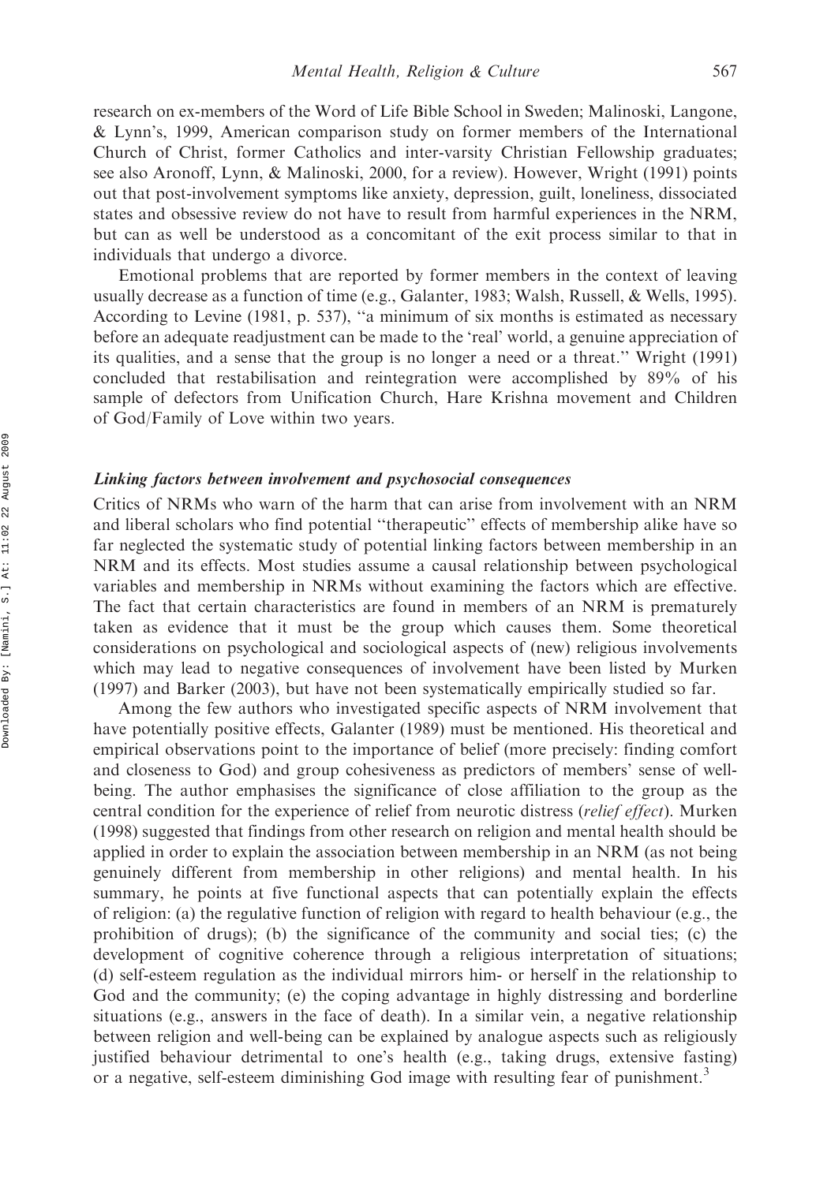research on ex-members of the Word of Life Bible School in Sweden; Malinoski, Langone, & Lynn's, 1999, American comparison study on former members of the International Church of Christ, former Catholics and inter-varsity Christian Fellowship graduates; see also Aronoff, Lynn, & Malinoski, 2000, for a review). However, Wright (1991) points out that post-involvement symptoms like anxiety, depression, guilt, loneliness, dissociated states and obsessive review do not have to result from harmful experiences in the NRM, but can as well be understood as a concomitant of the exit process similar to that in individuals that undergo a divorce.

Emotional problems that are reported by former members in the context of leaving usually decrease as a function of time (e.g., Galanter, 1983; Walsh, Russell, & Wells, 1995). According to Levine (1981, p. 537), "a minimum of six months is estimated as necessary before an adequate readjustment can be made to the 'real' world, a genuine appreciation of its qualities, and a sense that the group is no longer a need or a threat." Wright (1991) concluded that restabilisation and reintegration were accomplished by 89% of his sample of defectors from Unification Church, Hare Krishna movement and Children of God/Family of Love within two years.

### *Linking factors between involvement and psychosocial consequences*

Critics of NRMs who warn of the harm that can arise from involvement with an NRM and liberal scholars who find potential "therapeutic" effects of membership alike have so far neglected the systematic study of potential linking factors between membership in an NRM and its effects. Most studies assume a causal relationship between psychological variables and membership in NRMs without examining the factors which are effective. The fact that certain characteristics are found in members of an NRM is prematurely taken as evidence that it must be the group which causes them. Some theoretical considerations on psychological and sociological aspects of (new) religious involvements which may lead to negative consequences of involvement have been listed by Murken (1997) and Barker (2003), but have not been systematically empirically studied so far.

Among the few authors who investigated specific aspects of NRM involvement that have potentially positive effects, Galanter (1989) must be mentioned. His theoretical and empirical observations point to the importance of belief (more precisely: finding comfort and closeness to God) and group cohesiveness as predictors of members' sense of well-being. The author emphasises the significance of close affiliation to the group as the central condition for the experience of relief from neurotic distress (*relief effect*). Murken (1998) suggested that findings from other research on religion and mental health should be applied in order to explain the association between membership in an NRM (as not being genuinely different from membership in other religions) and mental health. In his summary, he points at five functional aspects that can potentially explain the effects of religion: (a) the regulative function of religion with regard to health behaviour (e.g., the prohibition of drugs); (b) the significance of the community and social ties; (c) the development of cognitive coherence through a religious interpretation of situations; (d) self-esteem regulation as the individual mirrors him- or herself in the relationship to God and the community; (e) the coping advantage in highly distressing and borderline situations (e.g., answers in the face of death). In a similar vein, a negative relationship between religion and well-being can be explained by analogue aspects such as religiously justified behaviour detrimental to one's health (e.g., taking drugs, extensive fasting) or a negative, self-esteem diminishing God image with resulting fear of punishment.[3]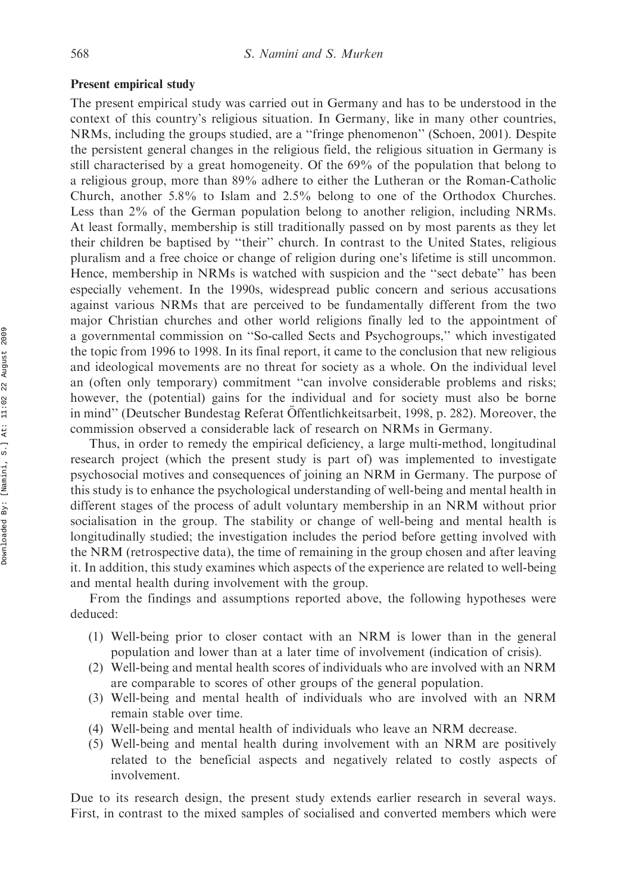### Present empirical study

The present empirical study was carried out in Germany and has to be understood in the context of this country's religious situation. In Germany, like in many other countries, NRMs, including the groups studied, are a ''fringe phenomenon'' (Schoen, 2001). Despite the persistent general changes in the religious field, the religious situation in Germany is still characterised by a great homogeneity. Of the 69% of the population that belong to a religious group, more than 89% adhere to either the Lutheran or the Roman-Catholic Church, another 5.8% to Islam and 2.5% belong to one of the Orthodox Churches. Less than 2% of the German population belong to another religion, including NRMs. At least formally, membership is still traditionally passed on by most parents as they let their children be baptised by ''their'' church. In contrast to the United States, religious pluralism and a free choice or change of religion during one's lifetime is still uncommon. Hence, membership in NRMs is watched with suspicion and the ''sect debate'' has been especially vehement. In the 1990s, widespread public concern and serious accusations against various NRMs that are perceived to be fundamentally different from the two major Christian churches and other world religions finally led to the appointment of a governmental commission on ''So-called Sects and Psychogroups,'' which investigated the topic from 1996 to 1998. In its final report, it came to the conclusion that new religious and ideological movements are no threat for society as a whole. On the individual level an (often only temporary) commitment ''can involve considerable problems and risks; however, the (potential) gains for the individual and for society must also be borne in mind'' (Deutscher Bundestag Referat Öffentlichkeitsarbeit, 1998, p. 282). Moreover, the commission observed a considerable lack of research on NRMs in Germany.

Thus, in order to remedy the empirical deficiency, a large multi-method, longitudinal research project (which the present study is part of) was implemented to investigate psychosocial motives and consequences of joining an NRM in Germany. The purpose of this study is to enhance the psychological understanding of well-being and mental health in different stages of the process of adult voluntary membership in an NRM without prior socialisation in the group. The stability or change of well-being and mental health is longitudinally studied; the investigation includes the period before getting involved with the NRM (retrospective data), the time of remaining in the group chosen and after leaving it. In addition, this study examines which aspects of the experience are related to well-being and mental health during involvement with the group.

From the findings and assumptions reported above, the following hypotheses were deduced:

1. Well-being prior to closer contact with an NRM is lower than in the general population and lower than at a later time of involvement (indication of crisis).
2. Well-being and mental health scores of individuals who are involved with an NRM are comparable to scores of other groups of the general population.
3. Well-being and mental health of individuals who are involved with an NRM remain stable over time.
4. Well-being and mental health of individuals who leave an NRM decrease.
5. Well-being and mental health during involvement with an NRM are positively related to the beneficial aspects and negatively related to costly aspects of involvement.

Due to its research design, the present study extends earlier research in several ways. First, in contrast to the mixed samples of socialised and converted members which were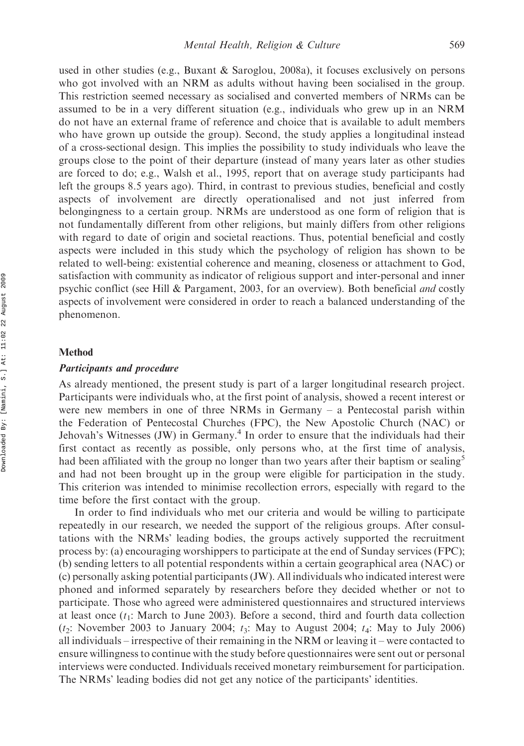used in other studies (e.g., Buxant & Saroglou, 2008a), it focuses exclusively on persons who got involved with an NRM as adults without having been socialised in the group. This restriction seemed necessary as socialised and converted members of NRMs can be assumed to be in a very different situation (e.g., individuals who grew up in an NRM do not have an external frame of reference and choice that is available to adult members who have grown up outside the group). Second, the study applies a longitudinal instead of a cross-sectional design. This implies the possibility to study individuals who leave the groups close to the point of their departure (instead of many years later as other studies are forced to do; e.g., Walsh et al., 1995, report that on average study participants had left the groups 8.5 years ago). Third, in contrast to previous studies, beneficial and costly aspects of involvement are directly operationalised and not just inferred from belongingness to a certain group. NRMs are understood as one form of religion that is not fundamentally different from other religions, but mainly differs from other religions with regard to date of origin and societal reactions. Thus, potential beneficial and costly aspects were included in this study which the psychology of religion has shown to be related to well-being: existential coherence and meaning, closeness or attachment to God, satisfaction with community as indicator of religious support and inter-personal and inner psychic conflict (see Hill & Pargament, 2003, for an overview). Both beneficial *and* costly aspects of involvement were considered in order to reach a balanced understanding of the phenomenon.

## Method

### *Participants and procedure*

As already mentioned, the present study is part of a larger longitudinal research project. Participants were individuals who, at the first point of analysis, showed a recent interest or were new members in one of three NRMs in Germany – a Pentecostal parish within the Federation of Pentecostal Churches (FPC), the New Apostolic Church (NAC) or Jehovah's Witnesses (JW) in Germany.[4] In order to ensure that the individuals had their first contact as recently as possible, only persons who, at the first time of analysis, had been affiliated with the group no longer than two years after their baptism or sealing[5] and had not been brought up in the group were eligible for participation in the study. This criterion was intended to minimise recollection errors, especially with regard to the time before the first contact with the group.

In order to find individuals who met our criteria and would be willing to participate repeatedly in our research, we needed the support of the religious groups. After consultations with the NRMs' leading bodies, the groups actively supported the recruitment process by: (a) encouraging worshippers to participate at the end of Sunday services (FPC); (b) sending letters to all potential respondents within a certain geographical area (NAC) or (c) personally asking potential participants (JW). All individuals who indicated interest were phoned and informed separately by researchers before they decided whether or not to participate. Those who agreed were administered questionnaires and structured interviews at least once ($t_1$: March to June 2003). Before a second, third and fourth data collection ($t_2$: November 2003 to January 2004; $t_3$: May to August 2004; $t_4$: May to July 2006) all individuals – irrespective of their remaining in the NRM or leaving it – were contacted to ensure willingness to continue with the study before questionnaires were sent out or personal interviews were conducted. Individuals received monetary reimbursement for participation. The NRMs' leading bodies did not get any notice of the participants' identities.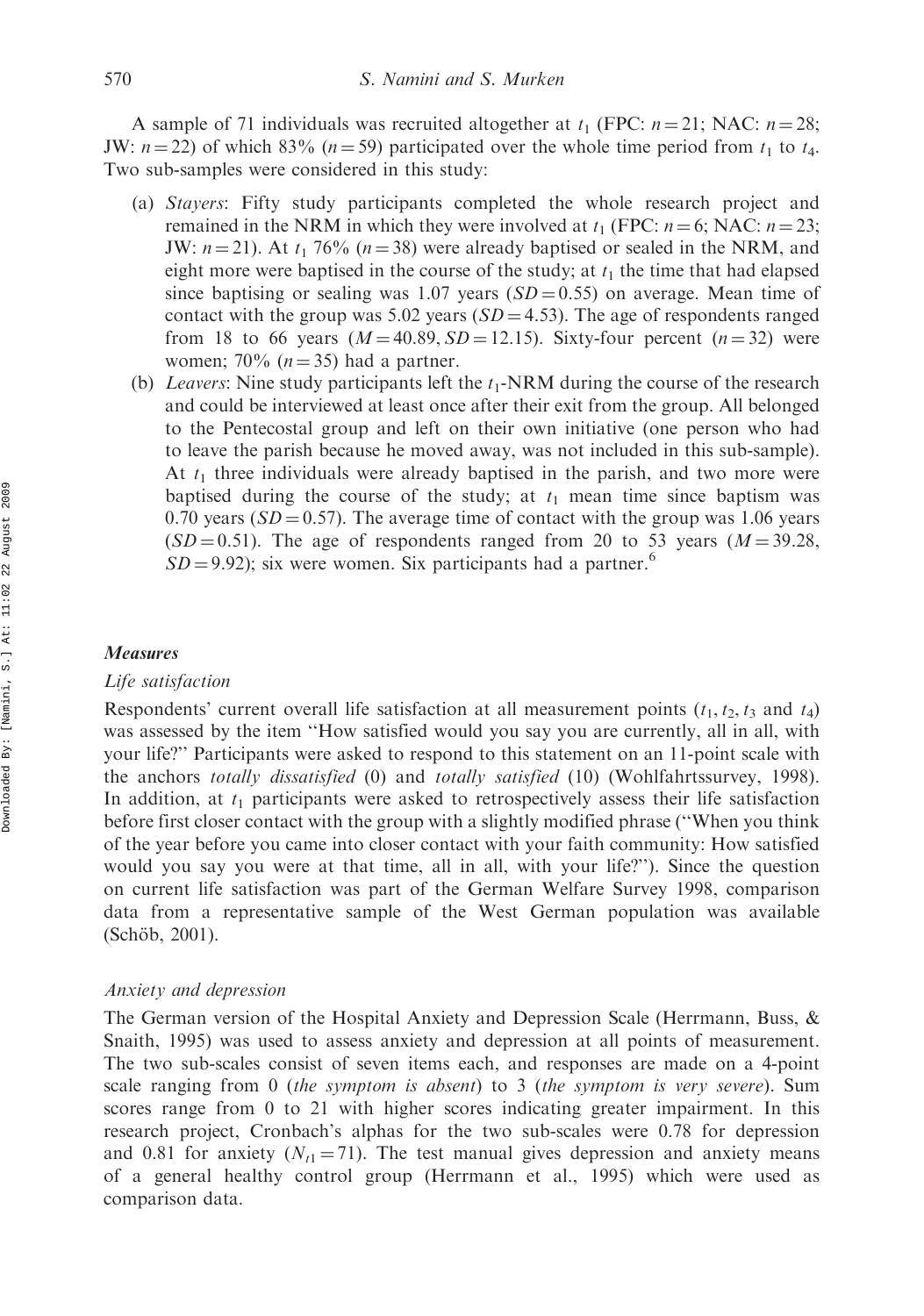A sample of 71 individuals was recruited altogether at $t_1$ (FPC: $n = 21$; NAC: $n = 28$; JW: $n = 22$) of which 83% ($n = 59$) participated over the whole time period from $t_1$ to $t_4$. Two sub-samples were considered in this study:

(a) *Stayers*: Fifty study participants completed the whole research project and remained in the NRM in which they were involved at $t_1$ (FPC: $n = 6$; NAC: $n = 23$; JW: $n = 21$). At $t_1$ 76% ($n = 38$) were already baptised or sealed in the NRM, and eight more were baptised in the course of the study; at $t_1$ the time that had elapsed since baptising or sealing was 1.07 years ($SD = 0.55$) on average. Mean time of contact with the group was 5.02 years ($SD = 4.53$). The age of respondents ranged from 18 to 66 years ($M = 40.89$, $SD = 12.15$). Sixty-four percent ($n = 32$) were women; 70% ($n = 35$) had a partner.

(b) *Leavers*: Nine study participants left the $t_1$-NRM during the course of the research and could be interviewed at least once after their exit from the group. All belonged to the Pentecostal group and left on their own initiative (one person who had to leave the parish because he moved away, was not included in this sub-sample). At $t_1$ three individuals were already baptised in the parish, and two more were baptised during the course of the study; at $t_1$ mean time since baptism was 0.70 years ($SD = 0.57$). The average time of contact with the group was 1.06 years ($SD = 0.51$). The age of respondents ranged from 20 to 53 years ($M = 39.28$, $SD = 9.92$); six were women. Six participants had a partner.[6]

### Measures

#### Life satisfaction

Respondents' current overall life satisfaction at all measurement points ($t_1$, $t_2$, $t_3$ and $t_4$) was assessed by the item "How satisfied would you say you are currently, all in all, with your life?" Participants were asked to respond to this statement on an 11-point scale with the anchors *totally dissatisfied* (0) and *totally satisfied* (10) (Wohlfahrtssurvey, 1998). In addition, at $t_1$ participants were asked to retrospectively assess their life satisfaction before first closer contact with the group with a slightly modified phrase ("When you think of the year before you came into closer contact with your faith community: How satisfied would you say you were at that time, all in all, with your life?"). Since the question on current life satisfaction was part of the German Welfare Survey 1998, comparison data from a representative sample of the West German population was available (Schöb, 2001).

#### Anxiety and depression

The German version of the Hospital Anxiety and Depression Scale (Herrmann, Buss, & Snaith, 1995) was used to assess anxiety and depression at all points of measurement. The two sub-scales consist of seven items each, and responses are made on a 4-point scale ranging from 0 (*the symptom is absent*) to 3 (*the symptom is very severe*). Sum scores range from 0 to 21 with higher scores indicating greater impairment. In this research project, Cronbach's alphas for the two sub-scales were 0.78 for depression and 0.81 for anxiety ($N_{t1} = 71$). The test manual gives depression and anxiety means of a general healthy control group (Herrmann et al., 1995) which were used as comparison data.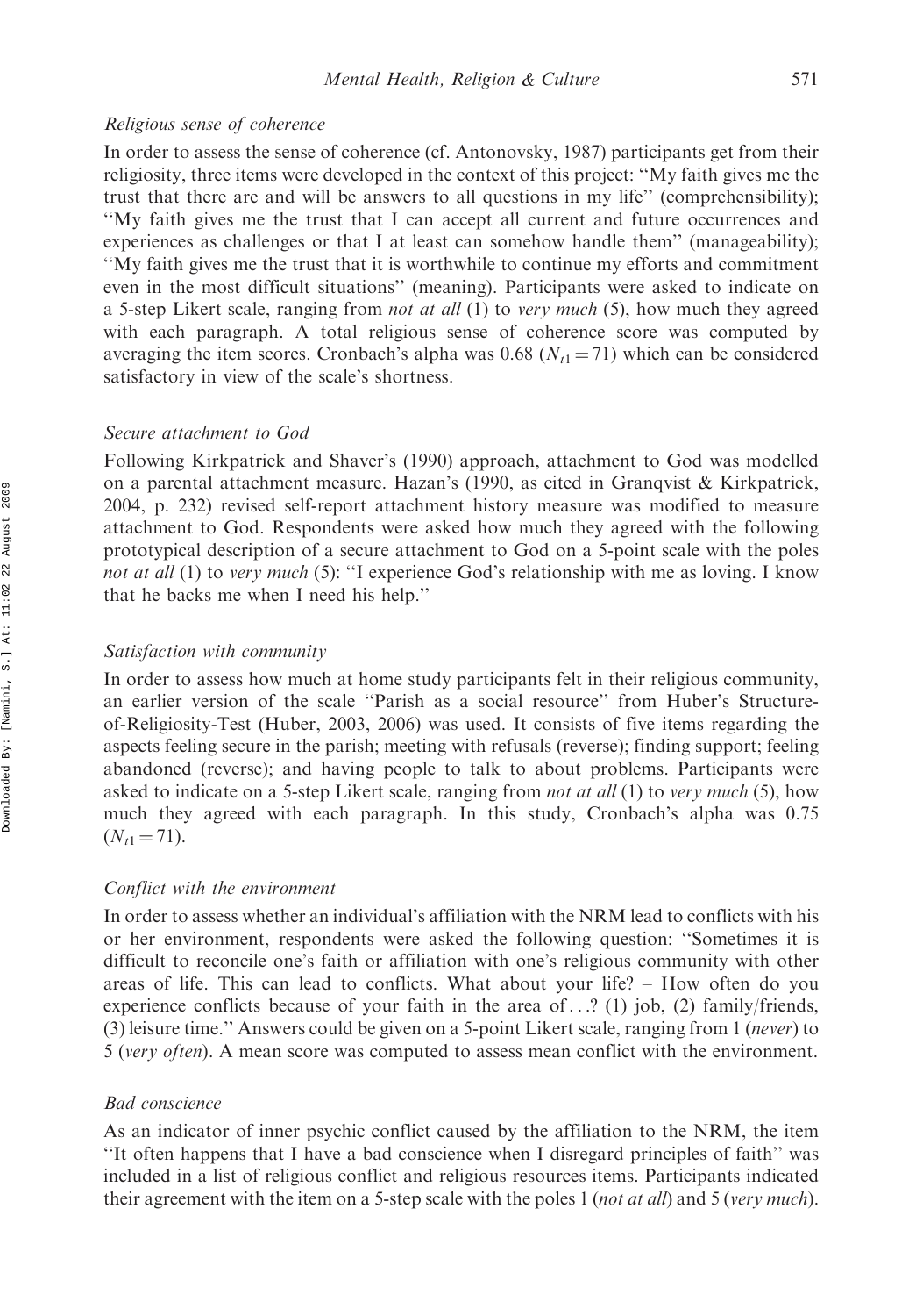### *Religious sense of coherence*

In order to assess the sense of coherence (cf. Antonovsky, 1987) participants get from their religiosity, three items were developed in the context of this project: "My faith gives me the trust that there are and will be answers to all questions in my life" (comprehensibility); "My faith gives me the trust that I can accept all current and future occurrences and experiences as challenges or that I at least can somehow handle them" (manageability); "My faith gives me the trust that it is worthwhile to continue my efforts and commitment even in the most difficult situations" (meaning). Participants were asked to indicate on a 5-step Likert scale, ranging from *not at all* (1) to *very much* (5), how much they agreed with each paragraph. A total religious sense of coherence score was computed by averaging the item scores. Cronbach's alpha was 0.68 ($N_{t1} = 71$) which can be considered satisfactory in view of the scale's shortness.

### *Secure attachment to God*

Following Kirkpatrick and Shaver's (1990) approach, attachment to God was modelled on a parental attachment measure. Hazan's (1990, as cited in Granqvist & Kirkpatrick, 2004, p. 232) revised self-report attachment history measure was modified to measure attachment to God. Respondents were asked how much they agreed with the following prototypical description of a secure attachment to God on a 5-point scale with the poles *not at all* (1) to *very much* (5): "I experience God's relationship with me as loving. I know that he backs me when I need his help."

### *Satisfaction with community*

In order to assess how much at home study participants felt in their religious community, an earlier version of the scale "Parish as a social resource" from Huber's Structure-of-Religiosity-Test (Huber, 2003, 2006) was used. It consists of five items regarding the aspects feeling secure in the parish; meeting with refusals (reverse); finding support; feeling abandoned (reverse); and having people to talk to about problems. Participants were asked to indicate on a 5-step Likert scale, ranging from *not at all* (1) to *very much* (5), how much they agreed with each paragraph. In this study, Cronbach's alpha was 0.75 ($N_{t1} = 71$).

### *Conflict with the environment*

In order to assess whether an individual's affiliation with the NRM lead to conflicts with his or her environment, respondents were asked the following question: "Sometimes it is difficult to reconcile one's faith or affiliation with one's religious community with other areas of life. This can lead to conflicts. What about your life? – How often do you experience conflicts because of your faith in the area of...? (1) job, (2) family/friends, (3) leisure time." Answers could be given on a 5-point Likert scale, ranging from 1 (*never*) to 5 (*very often*). A mean score was computed to assess mean conflict with the environment.

### *Bad conscience*

As an indicator of inner psychic conflict caused by the affiliation to the NRM, the item "It often happens that I have a bad conscience when I disregard principles of faith" was included in a list of religious conflict and religious resources items. Participants indicated their agreement with the item on a 5-step scale with the poles 1 (*not at all*) and 5 (*very much*).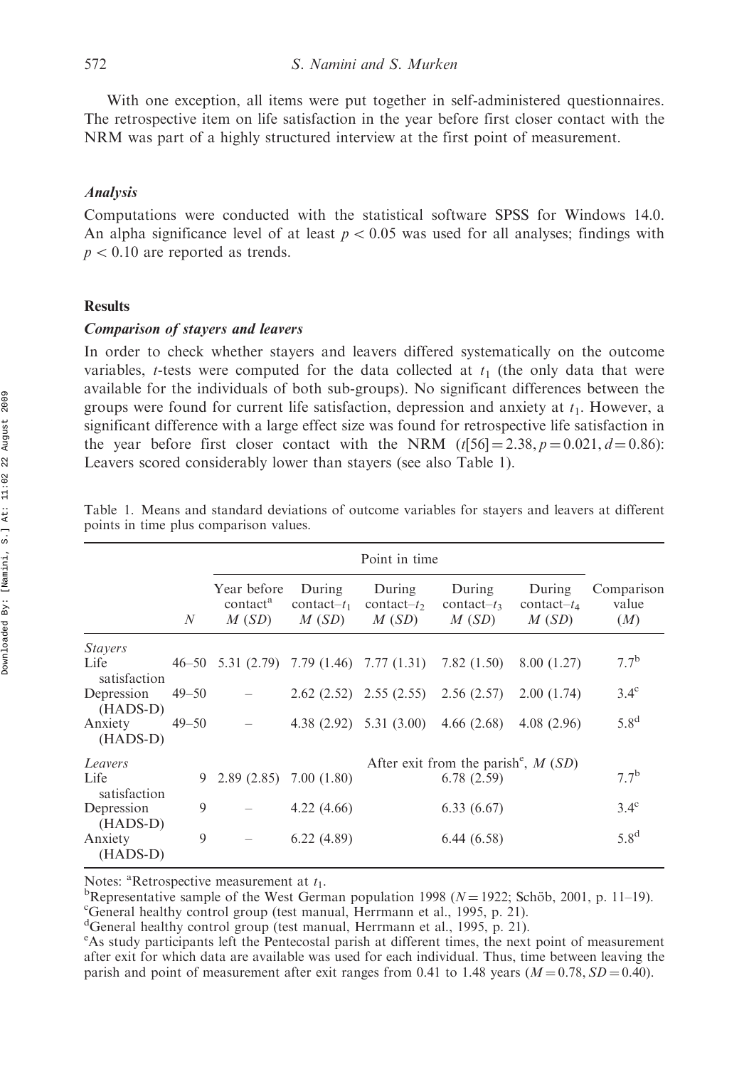With one exception, all items were put together in self-administered questionnaires. The retrospective item on life satisfaction in the year before first closer contact with the NRM was part of a highly structured interview at the first point of measurement.

### *Analysis*

Computations were conducted with the statistical software SPSS for Windows 14.0. An alpha significance level of at least $p < 0.05$ was used for all analyses; findings with $p < 0.10$ are reported as trends.

## Results

### *Comparison of stayers and leavers*

In order to check whether stayers and leavers differed systematically on the outcome variables, *t*-tests were computed for the data collected at $t_1$ (the only data that were available for the individuals of both sub-groups). No significant differences between the groups were found for current life satisfaction, depression and anxiety at $t_1$. However, a significant difference with a large effect size was found for retrospective life satisfaction in the year before first closer contact with the NRM ($t[56] = 2.38, p = 0.021, d = 0.86$): Leavers scored considerably lower than stayers (see also Table 1).

Table 1. Means and standard deviations of outcome variables for stayers and leavers at different points in time plus comparison values.

| | | Point in time | | | | | |
|---|---|---|---|---|---|---|---|
| | $N$ | Year before contact[a] $M$ ($SD$) | During contact–$t_1$ $M$ ($SD$) | During contact–$t_2$ $M$ ($SD$) | During contact–$t_3$ $M$ ($SD$) | During contact–$t_4$ $M$ ($SD$) | Comparison value ($M$) |
| *Stayers* | | | | | | | |
| Life satisfaction | 46–50 | 5.31 (2.79) | 7.79 (1.46) | 7.77 (1.31) | 7.82 (1.50) | 8.00 (1.27) | 7.7[b] |
| Depression (HADS-D) | 49–50 | – | 2.62 (2.52) | 2.55 (2.55) | 2.56 (2.57) | 2.00 (1.74) | 3.4[c] |
| Anxiety (HADS-D) | 49–50 | – | 4.38 (2.92) | 5.31 (3.00) | 4.66 (2.68) | 4.08 (2.96) | 5.8[d] |
| *Leavers* | | | | After exit from the parish[e], $M$ ($SD$) | | | |
| Life satisfaction | 9 | 2.89 (2.85) | 7.00 (1.80) | | 6.78 (2.59) | | 7.7[b] |
| Depression (HADS-D) | 9 | – | 4.22 (4.66) | | 6.33 (6.67) | | 3.4[c] |
| Anxiety (HADS-D) | 9 | – | 6.22 (4.89) | | 6.44 (6.58) | | 5.8[d] |

Notes: [a]Retrospective measurement at $t_1$.
[b]Representative sample of the West German population 1998 ($N = 1922$; Schöb, 2001, p. 11–19).
[c]General healthy control group (test manual, Herrmann et al., 1995, p. 21).
[d]General healthy control group (test manual, Herrmann et al., 1995, p. 21).
[e]As study participants left the Pentecostal parish at different times, the next point of measurement after exit for which data are available was used for each individual. Thus, time between leaving the parish and point of measurement after exit ranges from 0.41 to 1.48 years ($M = 0.78, SD = 0.40$).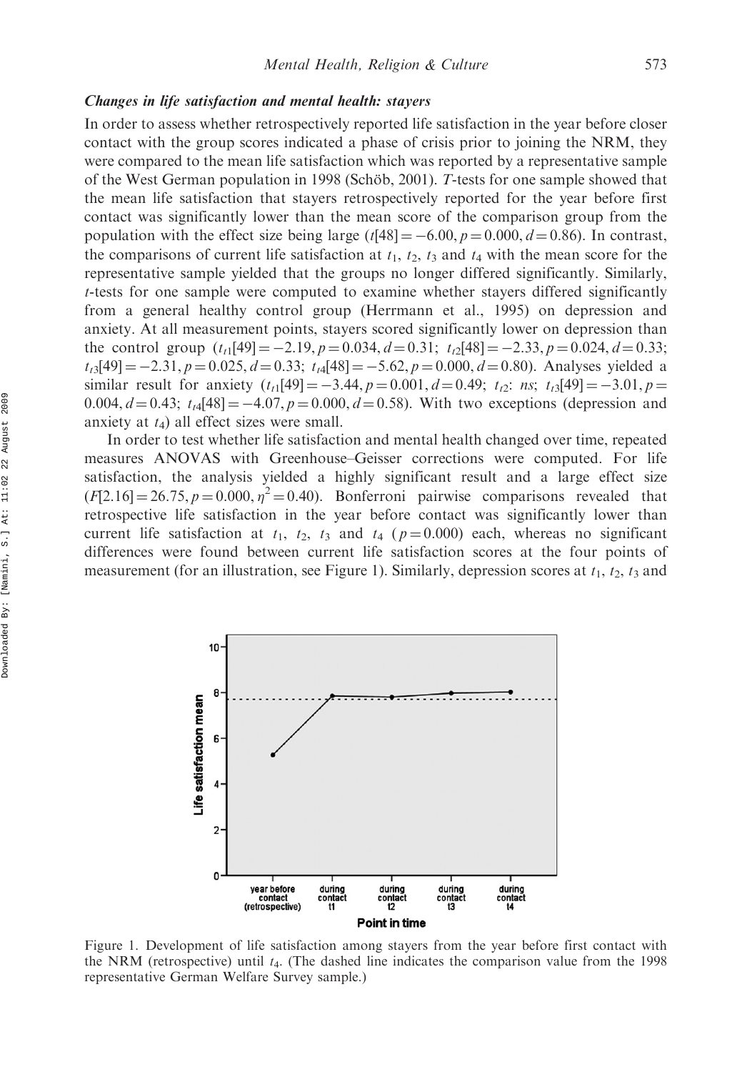### *Changes in life satisfaction and mental health: stayers*

In order to assess whether retrospectively reported life satisfaction in the year before closer contact with the group scores indicated a phase of crisis prior to joining the NRM, they were compared to the mean life satisfaction which was reported by a representative sample of the West German population in 1998 (Schöb, 2001). *T*-tests for one sample showed that the mean life satisfaction that stayers retrospectively reported for the year before first contact was significantly lower than the mean score of the comparison group from the population with the effect size being large ($t[48] = -6.00, p = 0.000, d = 0.86$). In contrast, the comparisons of current life satisfaction at $t_1$, $t_2$, $t_3$ and $t_4$ with the mean score for the representative sample yielded that the groups no longer differed significantly. Similarly, *t*-tests for one sample were computed to examine whether stayers differed significantly from a general healthy control group (Herrmann et al., 1995) on depression and anxiety. At all measurement points, stayers scored significantly lower on depression than the control group ($t_{t1}[49] = -2.19, p = 0.034, d = 0.31$; $t_{t2}[48] = -2.33, p = 0.024, d = 0.33$; $t_{t3}[49] = -2.31, p = 0.025, d = 0.33$; $t_{t4}[48] = -5.62, p = 0.000, d = 0.80$). Analyses yielded a similar result for anxiety ($t_{t1}[49] = -3.44, p = 0.001, d = 0.49$; $t_{t2}$: *ns*; $t_{t3}[49] = -3.01, p = 0.004, d = 0.43$; $t_{t4}[48] = -4.07, p = 0.000, d = 0.58$). With two exceptions (depression and anxiety at $t_4$) all effect sizes were small.

In order to test whether life satisfaction and mental health changed over time, repeated measures ANOVAS with Greenhouse–Geisser corrections were computed. For life satisfaction, the analysis yielded a highly significant result and a large effect size ($F[2.16] = 26.75, p = 0.000, \eta^2 = 0.40$). Bonferroni pairwise comparisons revealed that retrospective life satisfaction in the year before contact was significantly lower than current life satisfaction at $t_1$, $t_2$, $t_3$ and $t_4$ ($p = 0.000$) each, whereas no significant differences were found between current life satisfaction scores at the four points of measurement (for an illustration, see Figure 1). Similarly, depression scores at $t_1$, $t_2$, $t_3$ and

Figure 1. Development of life satisfaction among stayers from the year before first contact with the NRM (retrospective) until $t_4$. (The dashed line indicates the comparison value from the 1998 representative German Welfare Survey sample.)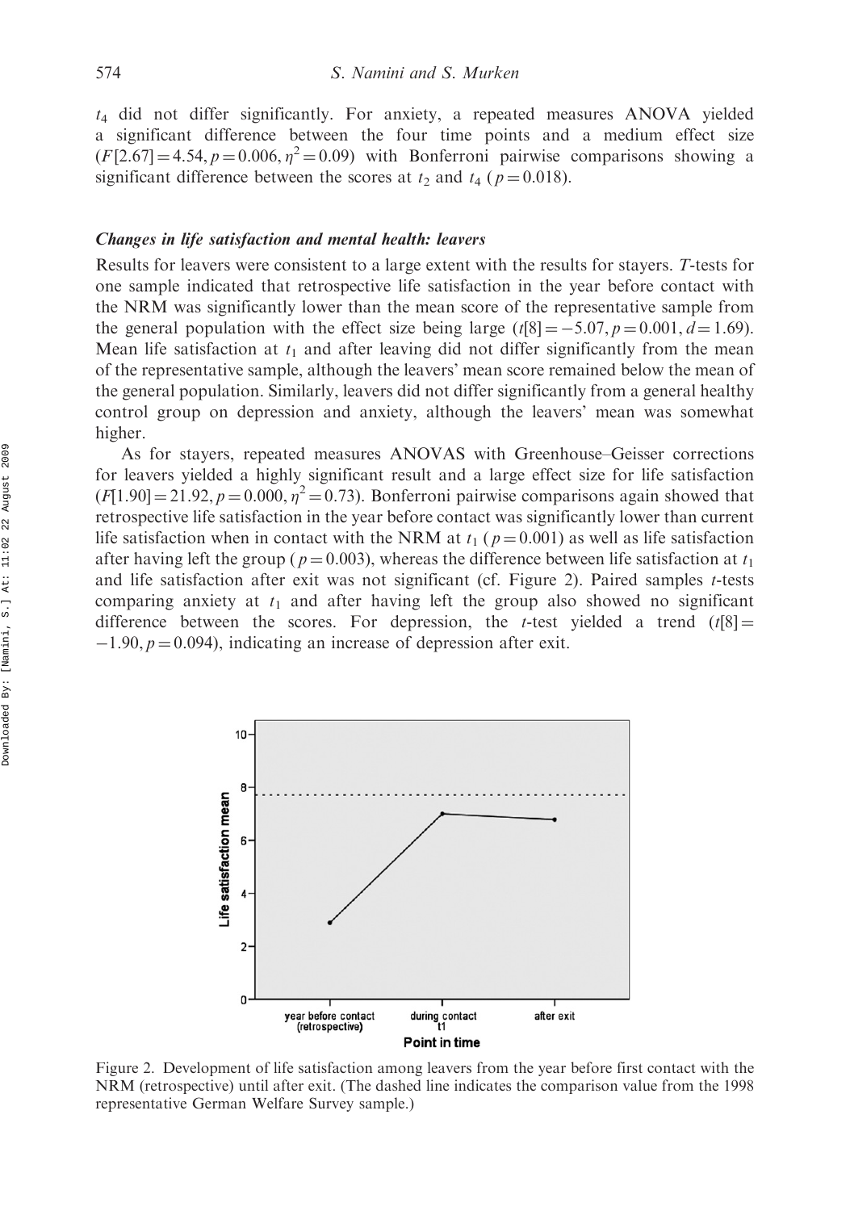$t_4$ did not differ significantly. For anxiety, a repeated measures ANOVA yielded a significant difference between the four time points and a medium effect size ($F[2.67] = 4.54, p = 0.006, \eta^2 = 0.09$) with Bonferroni pairwise comparisons showing a significant difference between the scores at $t_2$ and $t_4$ ($p = 0.018$).

### *Changes in life satisfaction and mental health: leavers*

Results for leavers were consistent to a large extent with the results for stayers. *T*-tests for one sample indicated that retrospective life satisfaction in the year before contact with the NRM was significantly lower than the mean score of the representative sample from the general population with the effect size being large ($t[8] = -5.07, p = 0.001, d = 1.69$). Mean life satisfaction at $t_1$ and after leaving did not differ significantly from the mean of the representative sample, although the leavers' mean score remained below the mean of the general population. Similarly, leavers did not differ significantly from a general healthy control group on depression and anxiety, although the leavers' mean was somewhat higher.

As for stayers, repeated measures ANOVAS with Greenhouse–Geisser corrections for leavers yielded a highly significant result and a large effect size for life satisfaction ($F[1.90] = 21.92, p = 0.000, \eta^2 = 0.73$). Bonferroni pairwise comparisons again showed that retrospective life satisfaction in the year before contact was significantly lower than current life satisfaction when in contact with the NRM at $t_1$ ($p = 0.001$) as well as life satisfaction after having left the group ($p = 0.003$), whereas the difference between life satisfaction at $t_1$ and life satisfaction after exit was not significant (cf. Figure 2). Paired samples *t*-tests comparing anxiety at $t_1$ and after having left the group also showed no significant difference between the scores. For depression, the *t*-test yielded a trend ($t[8] = -1.90, p = 0.094$), indicating an increase of depression after exit.

Figure 2. Development of life satisfaction among leavers from the year before first contact with the NRM (retrospective) until after exit. (The dashed line indicates the comparison value from the 1998 representative German Welfare Survey sample.)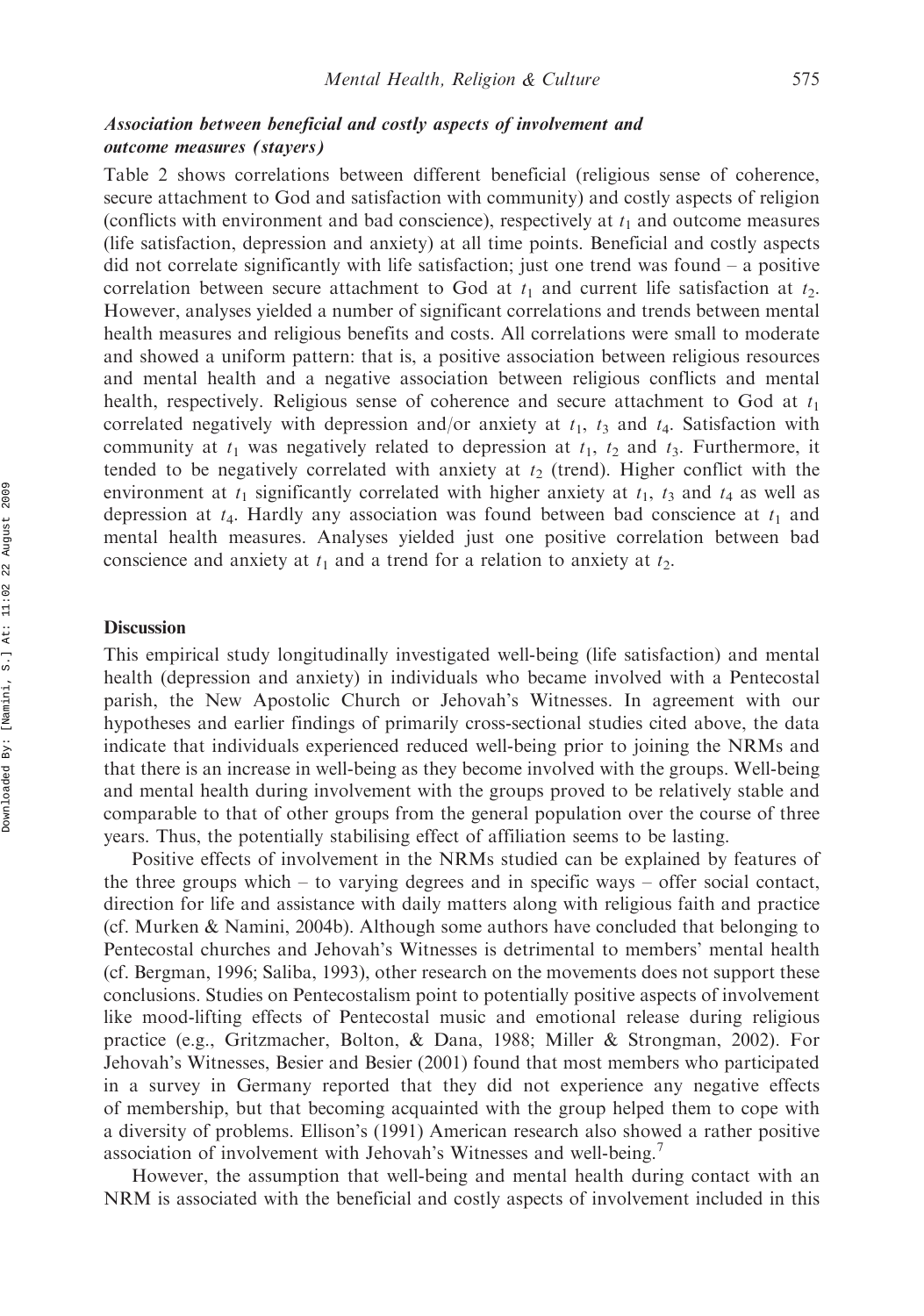### *Association between beneficial and costly aspects of involvement and outcome measures (stayers)*

Table 2 shows correlations between different beneficial (religious sense of coherence, secure attachment to God and satisfaction with community) and costly aspects of religion (conflicts with environment and bad conscience), respectively at $t_1$ and outcome measures (life satisfaction, depression and anxiety) at all time points. Beneficial and costly aspects did not correlate significantly with life satisfaction; just one trend was found – a positive correlation between secure attachment to God at $t_1$ and current life satisfaction at $t_2$. However, analyses yielded a number of significant correlations and trends between mental health measures and religious benefits and costs. All correlations were small to moderate and showed a uniform pattern: that is, a positive association between religious resources and mental health and a negative association between religious conflicts and mental health, respectively. Religious sense of coherence and secure attachment to God at $t_1$ correlated negatively with depression and/or anxiety at $t_1$, $t_3$ and $t_4$. Satisfaction with community at $t_1$ was negatively related to depression at $t_1$, $t_2$ and $t_3$. Furthermore, it tended to be negatively correlated with anxiety at $t_2$ (trend). Higher conflict with the environment at $t_1$ significantly correlated with higher anxiety at $t_1$, $t_3$ and $t_4$ as well as depression at $t_4$. Hardly any association was found between bad conscience at $t_1$ and mental health measures. Analyses yielded just one positive correlation between bad conscience and anxiety at $t_1$ and a trend for a relation to anxiety at $t_2$.

## Discussion

This empirical study longitudinally investigated well-being (life satisfaction) and mental health (depression and anxiety) in individuals who became involved with a Pentecostal parish, the New Apostolic Church or Jehovah's Witnesses. In agreement with our hypotheses and earlier findings of primarily cross-sectional studies cited above, the data indicate that individuals experienced reduced well-being prior to joining the NRMs and that there is an increase in well-being as they become involved with the groups. Well-being and mental health during involvement with the groups proved to be relatively stable and comparable to that of other groups from the general population over the course of three years. Thus, the potentially stabilising effect of affiliation seems to be lasting.

Positive effects of involvement in the NRMs studied can be explained by features of the three groups which – to varying degrees and in specific ways – offer social contact, direction for life and assistance with daily matters along with religious faith and practice (cf. Murken & Namini, 2004b). Although some authors have concluded that belonging to Pentecostal churches and Jehovah's Witnesses is detrimental to members' mental health (cf. Bergman, 1996; Saliba, 1993), other research on the movements does not support these conclusions. Studies on Pentecostalism point to potentially positive aspects of involvement like mood-lifting effects of Pentecostal music and emotional release during religious practice (e.g., Gritzmacher, Bolton, & Dana, 1988; Miller & Strongman, 2002). For Jehovah's Witnesses, Besier and Besier (2001) found that most members who participated in a survey in Germany reported that they did not experience any negative effects of membership, but that becoming acquainted with the group helped them to cope with a diversity of problems. Ellison's (1991) American research also showed a rather positive association of involvement with Jehovah's Witnesses and well-being.[7]

However, the assumption that well-being and mental health during contact with an NRM is associated with the beneficial and costly aspects of involvement included in this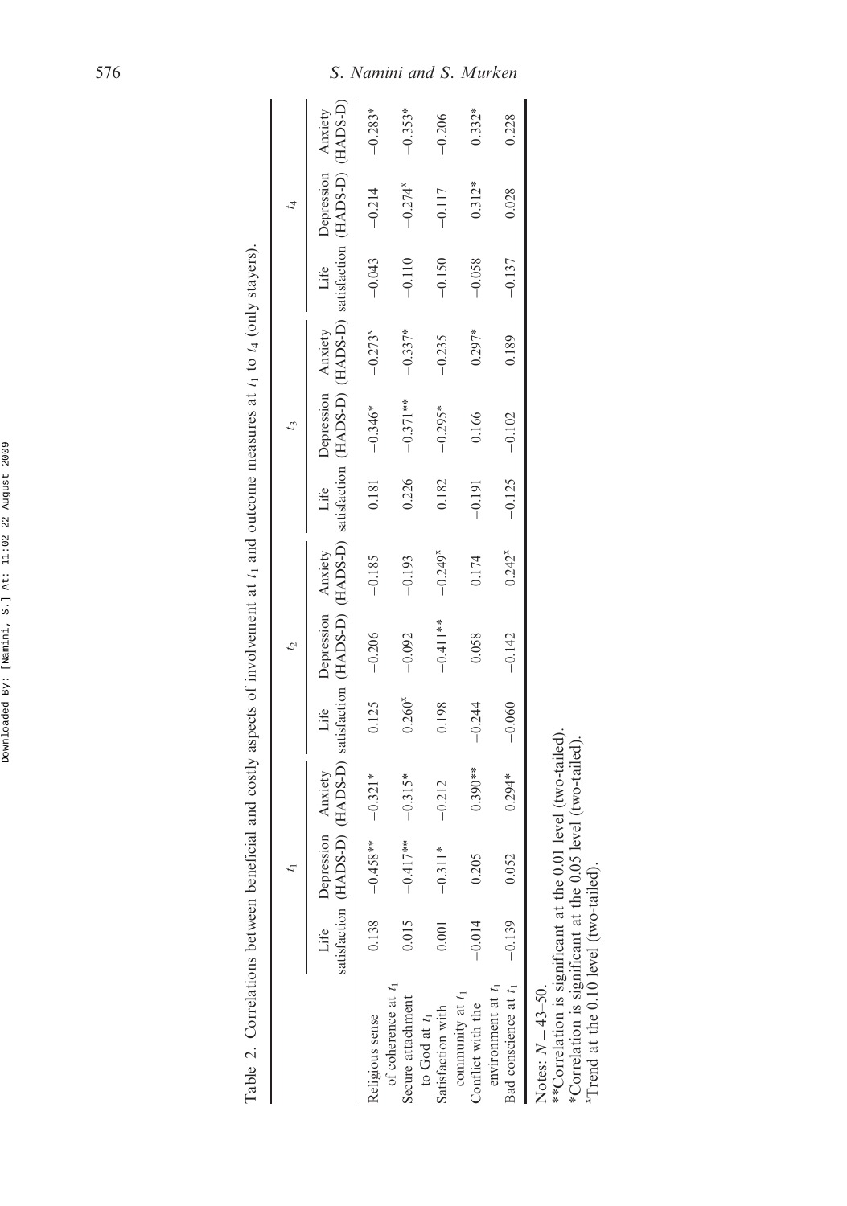Table 2. Correlations between beneficial and costly aspects of involvement at $t_1$ and outcome measures at $t_1$ to $t_4$ (only stayers).

| | $t_1$ | | | $t_2$ | | | $t_3$ | | | $t_4$ | | |
|---|---|---|---|---|---|---|---|---|---|---|---|---|
| | Life satisfaction | Depression (HADS-D) | Anxiety (HADS-D) | Life satisfaction | Depression (HADS-D) | Anxiety (HADS-D) | Life satisfaction | Depression (HADS-D) | Anxiety (HADS-D) | Life satisfaction | Depression (HADS-D) | Anxiety (HADS-D) |
| Religious sense of coherence at $t_1$ | 0.138 | −0.458** | −0.321* | 0.125 | −0.206 | −0.185 | 0.181 | −0.346* | −0.273[x] | −0.043 | −0.214 | −0.283* |
| Secure attachment to God at $t_1$ | 0.015 | −0.417** | −0.315* | 0.260[x] | −0.092 | −0.193 | 0.226 | −0.371** | −0.337* | −0.110 | −0.274[x] | −0.353* |
| Satisfaction with community at $t_1$ | 0.001 | −0.311* | −0.212 | 0.198 | −0.411** | −0.249[x] | 0.182 | −0.295* | −0.235 | −0.150 | −0.117 | −0.206 |
| Conflict with the environment at $t_1$ | −0.014 | 0.205 | 0.390** | −0.244 | 0.058 | 0.174 | −0.191 | 0.166 | 0.297* | −0.058 | 0.312* | 0.332* |
| Bad conscience at $t_1$ | −0.139 | 0.052 | 0.294* | −0.060 | −0.142 | 0.242[x] | −0.125 | −0.102 | 0.189 | −0.137 | 0.028 | 0.228 |

Notes: $N = 43$–$50$.
**Correlation is significant at the 0.01 level (two-tailed).
*Correlation is significant at the 0.05 level (two-tailed).
[x]Trend at the 0.10 level (two-tailed).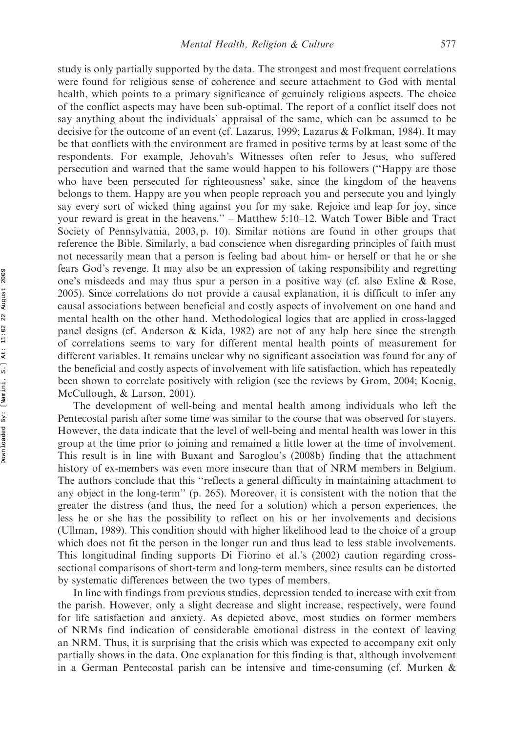study is only partially supported by the data. The strongest and most frequent correlations were found for religious sense of coherence and secure attachment to God with mental health, which points to a primary significance of genuinely religious aspects. The choice of the conflict aspects may have been sub-optimal. The report of a conflict itself does not say anything about the individuals' appraisal of the same, which can be assumed to be decisive for the outcome of an event (cf. Lazarus, 1999; Lazarus & Folkman, 1984). It may be that conflicts with the environment are framed in positive terms by at least some of the respondents. For example, Jehovah's Witnesses often refer to Jesus, who suffered persecution and warned that the same would happen to his followers ("Happy are those who have been persecuted for righteousness' sake, since the kingdom of the heavens belongs to them. Happy are you when people reproach you and persecute you and lyingly say every sort of wicked thing against you for my sake. Rejoice and leap for joy, since your reward is great in the heavens." – Matthew 5:10–12. Watch Tower Bible and Tract Society of Pennsylvania, 2003, p. 10). Similar notions are found in other groups that reference the Bible. Similarly, a bad conscience when disregarding principles of faith must not necessarily mean that a person is feeling bad about him- or herself or that he or she fears God's revenge. It may also be an expression of taking responsibility and regretting one's misdeeds and may thus spur a person in a positive way (cf. also Exline & Rose, 2005). Since correlations do not provide a causal explanation, it is difficult to infer any causal associations between beneficial and costly aspects of involvement on one hand and mental health on the other hand. Methodological logics that are applied in cross-lagged panel designs (cf. Anderson & Kida, 1982) are not of any help here since the strength of correlations seems to vary for different mental health points of measurement for different variables. It remains unclear why no significant association was found for any of the beneficial and costly aspects of involvement with life satisfaction, which has repeatedly been shown to correlate positively with religion (see the reviews by Grom, 2004; Koenig, McCullough, & Larson, 2001).

The development of well-being and mental health among individuals who left the Pentecostal parish after some time was similar to the course that was observed for stayers. However, the data indicate that the level of well-being and mental health was lower in this group at the time prior to joining and remained a little lower at the time of involvement. This result is in line with Buxant and Saroglou's (2008b) finding that the attachment history of ex-members was even more insecure than that of NRM members in Belgium. The authors conclude that this "reflects a general difficulty in maintaining attachment to any object in the long-term" (p. 265). Moreover, it is consistent with the notion that the greater the distress (and thus, the need for a solution) which a person experiences, the less he or she has the possibility to reflect on his or her involvements and decisions (Ullman, 1989). This condition should with higher likelihood lead to the choice of a group which does not fit the person in the longer run and thus lead to less stable involvements. This longitudinal finding supports Di Fiorino et al.'s (2002) caution regarding cross-sectional comparisons of short-term and long-term members, since results can be distorted by systematic differences between the two types of members.

In line with findings from previous studies, depression tended to increase with exit from the parish. However, only a slight decrease and slight increase, respectively, were found for life satisfaction and anxiety. As depicted above, most studies on former members of NRMs find indication of considerable emotional distress in the context of leaving an NRM. Thus, it is surprising that the crisis which was expected to accompany exit only partially shows in the data. One explanation for this finding is that, although involvement in a German Pentecostal parish can be intensive and time-consuming (cf. Murken &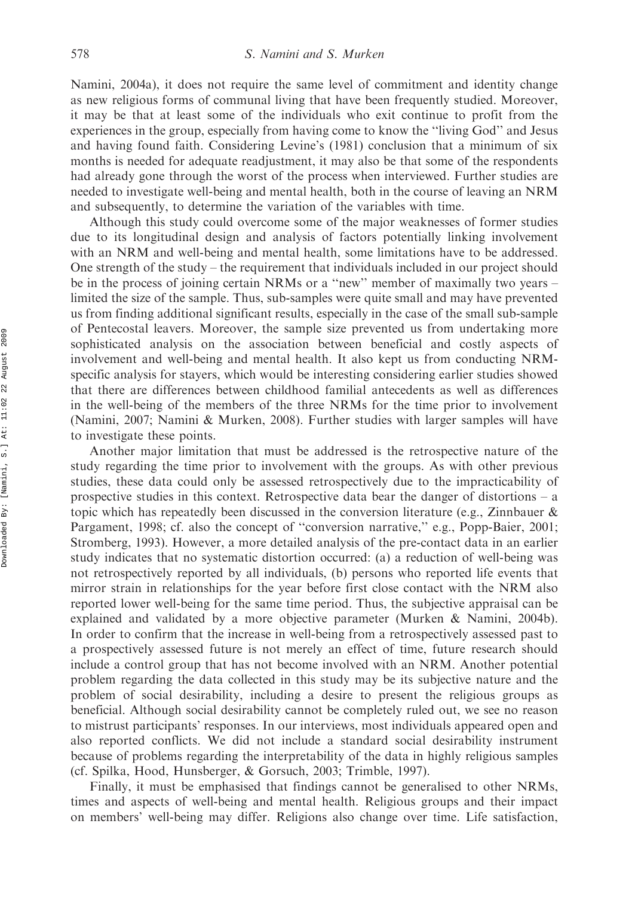Namini, 2004a), it does not require the same level of commitment and identity change as new religious forms of communal living that have been frequently studied. Moreover, it may be that at least some of the individuals who exit continue to profit from the experiences in the group, especially from having come to know the ''living God'' and Jesus and having found faith. Considering Levine's (1981) conclusion that a minimum of six months is needed for adequate readjustment, it may also be that some of the respondents had already gone through the worst of the process when interviewed. Further studies are needed to investigate well-being and mental health, both in the course of leaving an NRM and subsequently, to determine the variation of the variables with time.

Although this study could overcome some of the major weaknesses of former studies due to its longitudinal design and analysis of factors potentially linking involvement with an NRM and well-being and mental health, some limitations have to be addressed. One strength of the study – the requirement that individuals included in our project should be in the process of joining certain NRMs or a ''new'' member of maximally two years – limited the size of the sample. Thus, sub-samples were quite small and may have prevented us from finding additional significant results, especially in the case of the small sub-sample of Pentecostal leavers. Moreover, the sample size prevented us from undertaking more sophisticated analysis on the association between beneficial and costly aspects of involvement and well-being and mental health. It also kept us from conducting NRM-specific analysis for stayers, which would be interesting considering earlier studies showed that there are differences between childhood familial antecedents as well as differences in the well-being of the members of the three NRMs for the time prior to involvement (Namini, 2007; Namini & Murken, 2008). Further studies with larger samples will have to investigate these points.

Another major limitation that must be addressed is the retrospective nature of the study regarding the time prior to involvement with the groups. As with other previous studies, these data could only be assessed retrospectively due to the impracticability of prospective studies in this context. Retrospective data bear the danger of distortions – a topic which has repeatedly been discussed in the conversion literature (e.g., Zinnbauer & Pargament, 1998; cf. also the concept of ''conversion narrative,'' e.g., Popp-Baier, 2001; Stromberg, 1993). However, a more detailed analysis of the pre-contact data in an earlier study indicates that no systematic distortion occurred: (a) a reduction of well-being was not retrospectively reported by all individuals, (b) persons who reported life events that mirror strain in relationships for the year before first close contact with the NRM also reported lower well-being for the same time period. Thus, the subjective appraisal can be explained and validated by a more objective parameter (Murken & Namini, 2004b). In order to confirm that the increase in well-being from a retrospectively assessed past to a prospectively assessed future is not merely an effect of time, future research should include a control group that has not become involved with an NRM. Another potential problem regarding the data collected in this study may be its subjective nature and the problem of social desirability, including a desire to present the religious groups as beneficial. Although social desirability cannot be completely ruled out, we see no reason to mistrust participants' responses. In our interviews, most individuals appeared open and also reported conflicts. We did not include a standard social desirability instrument because of problems regarding the interpretability of the data in highly religious samples (cf. Spilka, Hood, Hunsberger, & Gorsuch, 2003; Trimble, 1997).

Finally, it must be emphasised that findings cannot be generalised to other NRMs, times and aspects of well-being and mental health. Religious groups and their impact on members' well-being may differ. Religions also change over time. Life satisfaction,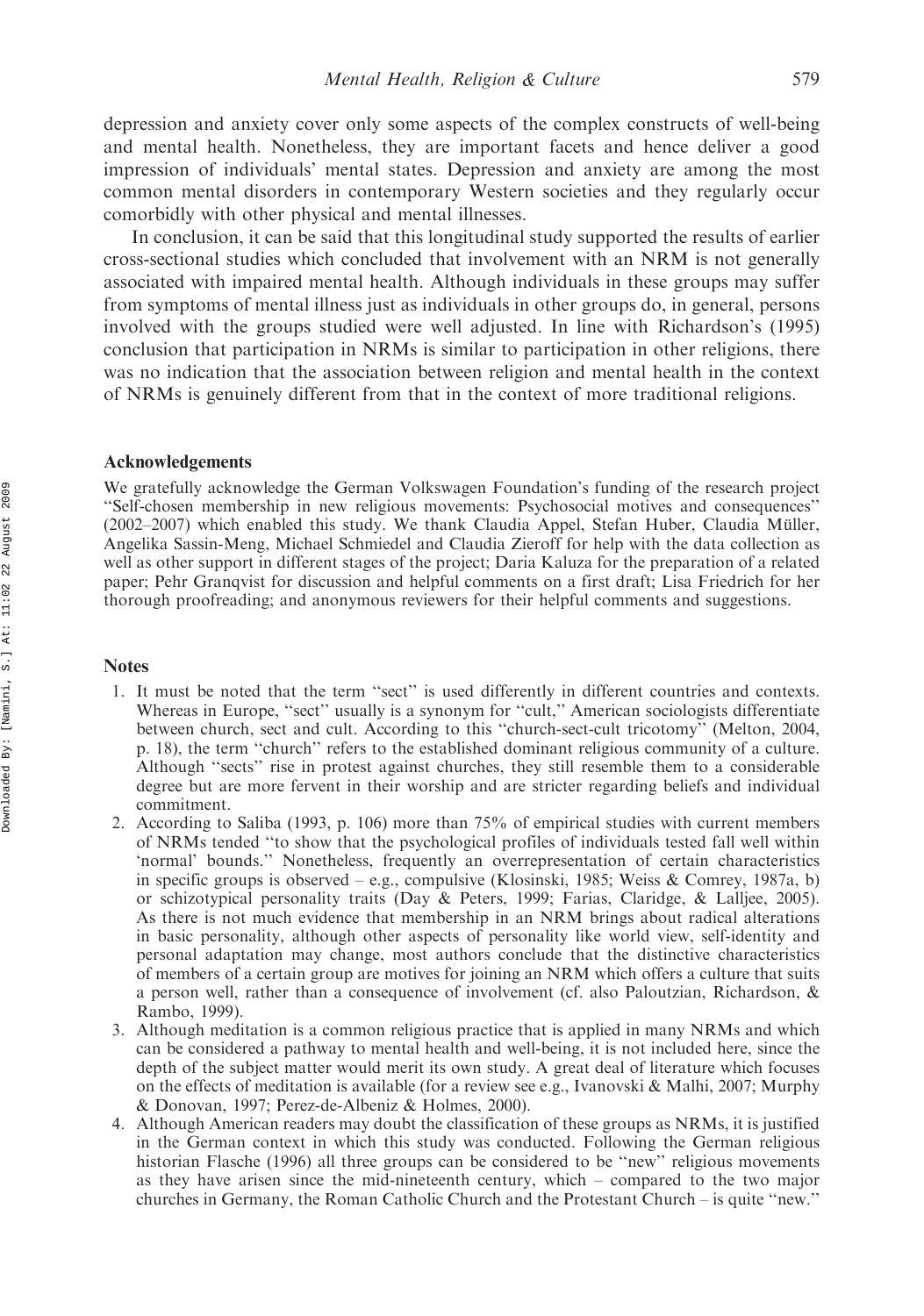depression and anxiety cover only some aspects of the complex constructs of well-being and mental health. Nonetheless, they are important facets and hence deliver a good impression of individuals' mental states. Depression and anxiety are among the most common mental disorders in contemporary Western societies and they regularly occur comorbidly with other physical and mental illnesses.

In conclusion, it can be said that this longitudinal study supported the results of earlier cross-sectional studies which concluded that involvement with an NRM is not generally associated with impaired mental health. Although individuals in these groups may suffer from symptoms of mental illness just as individuals in other groups do, in general, persons involved with the groups studied were well adjusted. In line with Richardson's (1995) conclusion that participation in NRMs is similar to participation in other religions, there was no indication that the association between religion and mental health in the context of NRMs is genuinely different from that in the context of more traditional religions.

## Acknowledgements

We gratefully acknowledge the German Volkswagen Foundation's funding of the research project "Self-chosen membership in new religious movements: Psychosocial motives and consequences" (2002–2007) which enabled this study. We thank Claudia Appel, Stefan Huber, Claudia Müller, Angelika Sassin-Meng, Michael Schmiedel and Claudia Zieroff for help with the data collection as well as other support in different stages of the project; Daria Kaluza for the preparation of a related paper; Pehr Granqvist for discussion and helpful comments on a first draft; Lisa Friedrich for her thorough proofreading; and anonymous reviewers for their helpful comments and suggestions.

## Notes

1. It must be noted that the term "sect" is used differently in different countries and contexts. Whereas in Europe, "sect" usually is a synonym for "cult," American sociologists differentiate between church, sect and cult. According to this "church-sect-cult tricotomy" (Melton, 2004, p. 18), the term "church" refers to the established dominant religious community of a culture. Although "sects" rise in protest against churches, they still resemble them to a considerable degree but are more fervent in their worship and are stricter regarding beliefs and individual commitment.
2. According to Saliba (1993, p. 106) more than 75% of empirical studies with current members of NRMs tended "to show that the psychological profiles of individuals tested fall well within 'normal' bounds." Nonetheless, frequently an overrepresentation of certain characteristics in specific groups is observed – e.g., compulsive (Klosinski, 1985; Weiss & Comrey, 1987a, b) or schizotypical personality traits (Day & Peters, 1999; Farias, Claridge, & Lalljee, 2005). As there is not much evidence that membership in an NRM brings about radical alterations in basic personality, although other aspects of personality like world view, self-identity and personal adaptation may change, most authors conclude that the distinctive characteristics of members of a certain group are motives for joining an NRM which offers a culture that suits a person well, rather than a consequence of involvement (cf. also Paloutzian, Richardson, & Rambo, 1999).
3. Although meditation is a common religious practice that is applied in many NRMs and which can be considered a pathway to mental health and well-being, it is not included here, since the depth of the subject matter would merit its own study. A great deal of literature which focuses on the effects of meditation is available (for a review see e.g., Ivanovski & Malhi, 2007; Murphy & Donovan, 1997; Perez-de-Albeniz & Holmes, 2000).
4. Although American readers may doubt the classification of these groups as NRMs, it is justified in the German context in which this study was conducted. Following the German religious historian Flasche (1996) all three groups can be considered to be "new" religious movements as they have arisen since the mid-nineteenth century, which – compared to the two major churches in Germany, the Roman Catholic Church and the Protestant Church – is quite "new."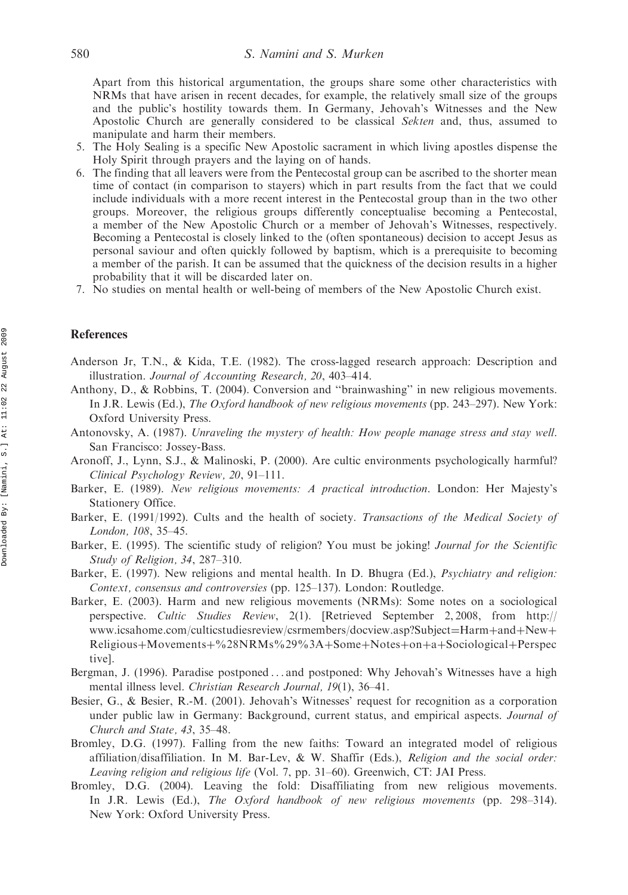Apart from this historical argumentation, the groups share some other characteristics with NRMs that have arisen in recent decades, for example, the relatively small size of the groups and the public's hostility towards them. In Germany, Jehovah's Witnesses and the New Apostolic Church are generally considered to be classical *Sekten* and, thus, assumed to manipulate and harm their members.

5. The Holy Sealing is a specific New Apostolic sacrament in which living apostles dispense the Holy Spirit through prayers and the laying on of hands.
6. The finding that all leavers were from the Pentecostal group can be ascribed to the shorter mean time of contact (in comparison to stayers) which in part results from the fact that we could include individuals with a more recent interest in the Pentecostal group than in the two other groups. Moreover, the religious groups differently conceptualise becoming a Pentecostal, a member of the New Apostolic Church or a member of Jehovah's Witnesses, respectively. Becoming a Pentecostal is closely linked to the (often spontaneous) decision to accept Jesus as personal saviour and often quickly followed by baptism, which is a prerequisite to becoming a member of the parish. It can be assumed that the quickness of the decision results in a higher probability that it will be discarded later on.
7. No studies on mental health or well-being of members of the New Apostolic Church exist.

## References

Anderson Jr, T.N., & Kida, T.E. (1982). The cross-lagged research approach: Description and illustration. *Journal of Accounting Research, 20*, 403–414.

Anthony, D., & Robbins, T. (2004). Conversion and "brainwashing" in new religious movements. In J.R. Lewis (Ed.), *The Oxford handbook of new religious movements* (pp. 243–297). New York: Oxford University Press.

Antonovsky, A. (1987). *Unraveling the mystery of health: How people manage stress and stay well*. San Francisco: Jossey-Bass.

Aronoff, J., Lynn, S.J., & Malinoski, P. (2000). Are cultic environments psychologically harmful? *Clinical Psychology Review, 20*, 91–111.

Barker, E. (1989). *New religious movements: A practical introduction*. London: Her Majesty's Stationery Office.

Barker, E. (1991/1992). Cults and the health of society. *Transactions of the Medical Society of London, 108*, 35–45.

Barker, E. (1995). The scientific study of religion? You must be joking! *Journal for the Scientific Study of Religion, 34*, 287–310.

Barker, E. (1997). New religions and mental health. In D. Bhugra (Ed.), *Psychiatry and religion: Context, consensus and controversies* (pp. 125–137). London: Routledge.

Barker, E. (2003). Harm and new religious movements (NRMs): Some notes on a sociological perspective. *Cultic Studies Review*, 2(1). [Retrieved September 2, 2008, from http://www.icsahome.com/culticstudiesreview/csrmembers/docview.asp?Subject=Harm+and+New+Religious+Movements+%28NRMs%29%3A+Some+Notes+on+a+Sociological+Perspective].

Bergman, J. (1996). Paradise postponed ... and postponed: Why Jehovah's Witnesses have a high mental illness level. *Christian Research Journal, 19*(1), 36–41.

Besier, G., & Besier, R.-M. (2001). Jehovah's Witnesses' request for recognition as a corporation under public law in Germany: Background, current status, and empirical aspects. *Journal of Church and State, 43*, 35–48.

Bromley, D.G. (1997). Falling from the new faiths: Toward an integrated model of religious affiliation/disaffiliation. In M. Bar-Lev, & W. Shaffir (Eds.), *Religion and the social order: Leaving religion and religious life* (Vol. 7, pp. 31–60). Greenwich, CT: JAI Press.

Bromley, D.G. (2004). Leaving the fold: Disaffiliating from new religious movements. In J.R. Lewis (Ed.), *The Oxford handbook of new religious movements* (pp. 298–314). New York: Oxford University Press.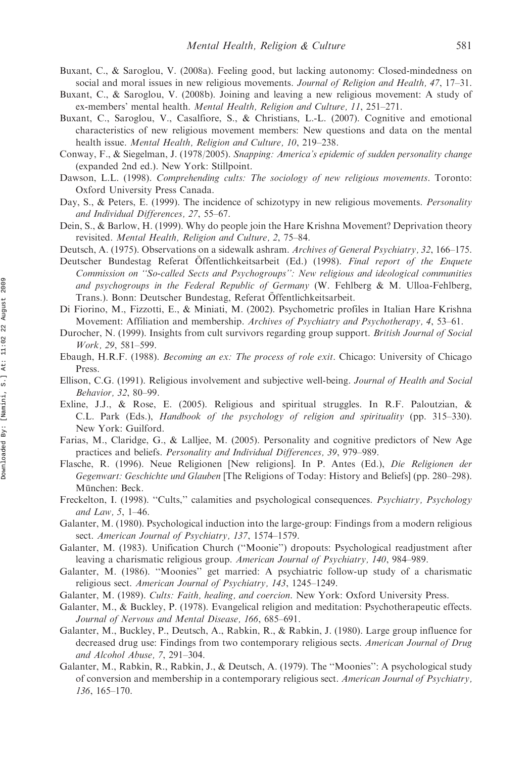Buxant, C., & Saroglou, V. (2008a). Feeling good, but lacking autonomy: Closed-mindedness on social and moral issues in new religious movements. *Journal of Religion and Health, 47*, 17–31.

Buxant, C., & Saroglou, V. (2008b). Joining and leaving a new religious movement: A study of ex-members' mental health. *Mental Health, Religion and Culture, 11*, 251–271.

Buxant, C., Saroglou, V., Casalfiore, S., & Christians, L.-L. (2007). Cognitive and emotional characteristics of new religious movement members: New questions and data on the mental health issue. *Mental Health, Religion and Culture, 10*, 219–238.

Conway, F., & Siegelman, J. (1978/2005). *Snapping: America's epidemic of sudden personality change* (expanded 2nd ed.). New York: Stillpoint.

Dawson, L.L. (1998). *Comprehending cults: The sociology of new religious movements*. Toronto: Oxford University Press Canada.

Day, S., & Peters, E. (1999). The incidence of schizotypy in new religious movements. *Personality and Individual Differences, 27*, 55–67.

Dein, S., & Barlow, H. (1999). Why do people join the Hare Krishna Movement? Deprivation theory revisited. *Mental Health, Religion and Culture, 2*, 75–84.

Deutsch, A. (1975). Observations on a sidewalk ashram. *Archives of General Psychiatry, 32*, 166–175.

Deutscher Bundestag Referat Öffentlichkeitsarbeit (Ed.) (1998). *Final report of the Enquete Commission on "So-called Sects and Psychogroups": New religious and ideological communities and psychogroups in the Federal Republic of Germany* (W. Fehlberg & M. Ulloa-Fehlberg, Trans.). Bonn: Deutscher Bundestag, Referat Öffentlichkeitsarbeit.

Di Fiorino, M., Fizzotti, E., & Miniati, M. (2002). Psychometric profiles in Italian Hare Krishna Movement: Affiliation and membership. *Archives of Psychiatry and Psychotherapy, 4*, 53–61.

Durocher, N. (1999). Insights from cult survivors regarding group support. *British Journal of Social Work, 29*, 581–599.

Ebaugh, H.R.F. (1988). *Becoming an ex: The process of role exit*. Chicago: University of Chicago Press.

Ellison, C.G. (1991). Religious involvement and subjective well-being. *Journal of Health and Social Behavior, 32*, 80–99.

Exline, J.J., & Rose, E. (2005). Religious and spiritual struggles. In R.F. Paloutzian, & C.L. Park (Eds.), *Handbook of the psychology of religion and spirituality* (pp. 315–330). New York: Guilford.

Farias, M., Claridge, G., & Lalljee, M. (2005). Personality and cognitive predictors of New Age practices and beliefs. *Personality and Individual Differences, 39*, 979–989.

Flasche, R. (1996). Neue Religionen [New religions]. In P. Antes (Ed.), *Die Religionen der Gegenwart: Geschichte und Glauben* [The Religions of Today: History and Beliefs] (pp. 280–298). München: Beck.

Freckelton, I. (1998). "Cults," calamities and psychological consequences. *Psychiatry, Psychology and Law, 5*, 1–46.

Galanter, M. (1980). Psychological induction into the large-group: Findings from a modern religious sect. *American Journal of Psychiatry, 137*, 1574–1579.

Galanter, M. (1983). Unification Church ("Moonie") dropouts: Psychological readjustment after leaving a charismatic religious group. *American Journal of Psychiatry, 140*, 984–989.

Galanter, M. (1986). "Moonies" get married: A psychiatric follow-up study of a charismatic religious sect. *American Journal of Psychiatry, 143*, 1245–1249.

Galanter, M. (1989). *Cults: Faith, healing, and coercion*. New York: Oxford University Press.

Galanter, M., & Buckley, P. (1978). Evangelical religion and meditation: Psychotherapeutic effects. *Journal of Nervous and Mental Disease, 166*, 685–691.

Galanter, M., Buckley, P., Deutsch, A., Rabkin, R., & Rabkin, J. (1980). Large group influence for decreased drug use: Findings from two contemporary religious sects. *American Journal of Drug and Alcohol Abuse, 7*, 291–304.

Galanter, M., Rabkin, R., Rabkin, J., & Deutsch, A. (1979). The "Moonies": A psychological study of conversion and membership in a contemporary religious sect. *American Journal of Psychiatry, 136*, 165–170.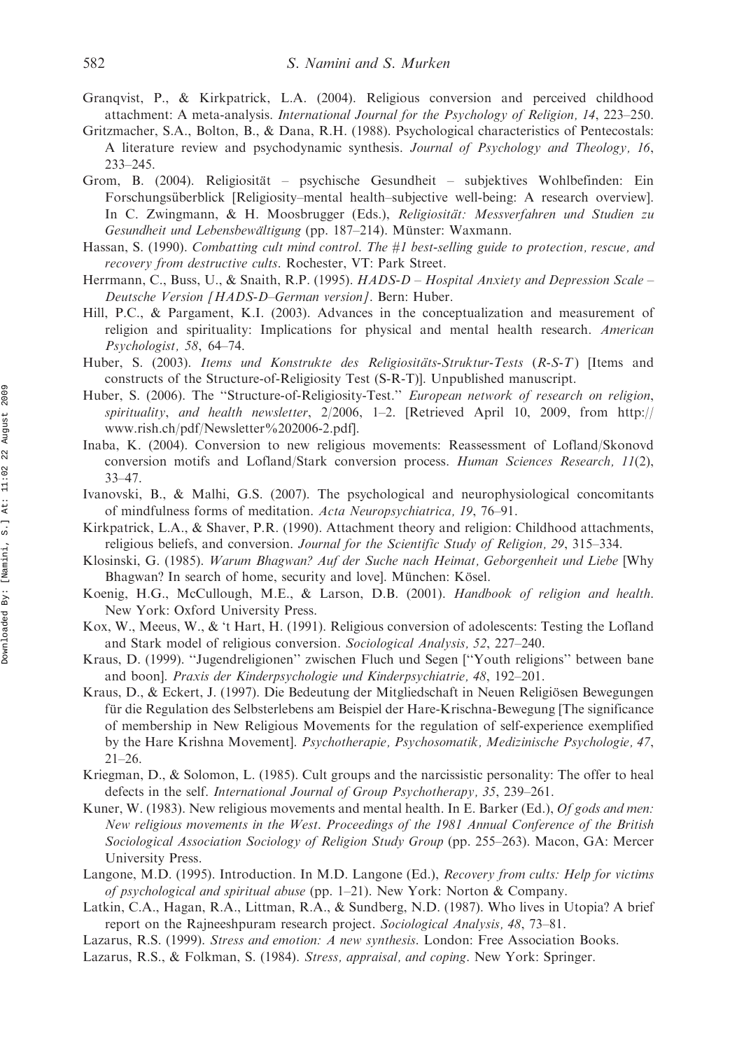Granqvist, P., & Kirkpatrick, L.A. (2004). Religious conversion and perceived childhood attachment: A meta-analysis. *International Journal for the Psychology of Religion, 14*, 223–250.

Gritzmacher, S.A., Bolton, B., & Dana, R.H. (1988). Psychological characteristics of Pentecostals: A literature review and psychodynamic synthesis. *Journal of Psychology and Theology, 16*, 233–245.

Grom, B. (2004). Religiosität – psychische Gesundheit – subjektives Wohlbefinden: Ein Forschungsüberblick [Religiosity–mental health–subjective well-being: A research overview]. In C. Zwingmann, & H. Moosbrugger (Eds.), *Religiosität: Messverfahren und Studien zu Gesundheit und Lebensbewältigung* (pp. 187–214). Münster: Waxmann.

Hassan, S. (1990). *Combatting cult mind control. The #1 best-selling guide to protection, rescue, and recovery from destructive cults*. Rochester, VT: Park Street.

Herrmann, C., Buss, U., & Snaith, R.P. (1995). *HADS-D – Hospital Anxiety and Depression Scale – Deutsche Version [HADS-D–German version]*. Bern: Huber.

Hill, P.C., & Pargament, K.I. (2003). Advances in the conceptualization and measurement of religion and spirituality: Implications for physical and mental health research. *American Psychologist, 58*, 64–74.

Huber, S. (2003). *Items und Konstrukte des Religiositäts-Struktur-Tests (R-S-T)* [Items and constructs of the Structure-of-Religiosity Test (S-R-T)]. Unpublished manuscript.

Huber, S. (2006). The "Structure-of-Religiosity-Test." *European network of research on religion, spirituality, and health newsletter*, 2/2006, 1–2. [Retrieved April 10, 2009, from http://www.rish.ch/pdf/Newsletter%202006-2.pdf].

Inaba, K. (2004). Conversion to new religious movements: Reassessment of Lofland/Skonovd conversion motifs and Lofland/Stark conversion process. *Human Sciences Research, 11*(2), 33–47.

Ivanovski, B., & Malhi, G.S. (2007). The psychological and neurophysiological concomitants of mindfulness forms of meditation. *Acta Neuropsychiatrica, 19*, 76–91.

Kirkpatrick, L.A., & Shaver, P.R. (1990). Attachment theory and religion: Childhood attachments, religious beliefs, and conversion. *Journal for the Scientific Study of Religion, 29*, 315–334.

Klosinski, G. (1985). *Warum Bhagwan? Auf der Suche nach Heimat, Geborgenheit und Liebe* [Why Bhagwan? In search of home, security and love]. München: Kösel.

Koenig, H.G., McCullough, M.E., & Larson, D.B. (2001). *Handbook of religion and health*. New York: Oxford University Press.

Kox, W., Meeus, W., & 't Hart, H. (1991). Religious conversion of adolescents: Testing the Lofland and Stark model of religious conversion. *Sociological Analysis, 52*, 227–240.

Kraus, D. (1999). "Jugendreligionen" zwischen Fluch und Segen ["Youth religions" between bane and boon]. *Praxis der Kinderpsychologie und Kinderpsychiatrie, 48*, 192–201.

Kraus, D., & Eckert, J. (1997). Die Bedeutung der Mitgliedschaft in Neuen Religiösen Bewegungen für die Regulation des Selbsterlebens am Beispiel der Hare-Krischna-Bewegung [The significance of membership in New Religious Movements for the regulation of self-experience exemplified by the Hare Krishna Movement]. *Psychotherapie, Psychosomatik, Medizinische Psychologie, 47*, 21–26.

Kriegman, D., & Solomon, L. (1985). Cult groups and the narcissistic personality: The offer to heal defects in the self. *International Journal of Group Psychotherapy, 35*, 239–261.

Kuner, W. (1983). New religious movements and mental health. In E. Barker (Ed.), *Of gods and men: New religious movements in the West. Proceedings of the 1981 Annual Conference of the British Sociological Association Sociology of Religion Study Group* (pp. 255–263). Macon, GA: Mercer University Press.

Langone, M.D. (1995). Introduction. In M.D. Langone (Ed.), *Recovery from cults: Help for victims of psychological and spiritual abuse* (pp. 1–21). New York: Norton & Company.

Latkin, C.A., Hagan, R.A., Littman, R.A., & Sundberg, N.D. (1987). Who lives in Utopia? A brief report on the Rajneeshpuram research project. *Sociological Analysis, 48*, 73–81.

Lazarus, R.S. (1999). *Stress and emotion: A new synthesis*. London: Free Association Books.

Lazarus, R.S., & Folkman, S. (1984). *Stress, appraisal, and coping*. New York: Springer.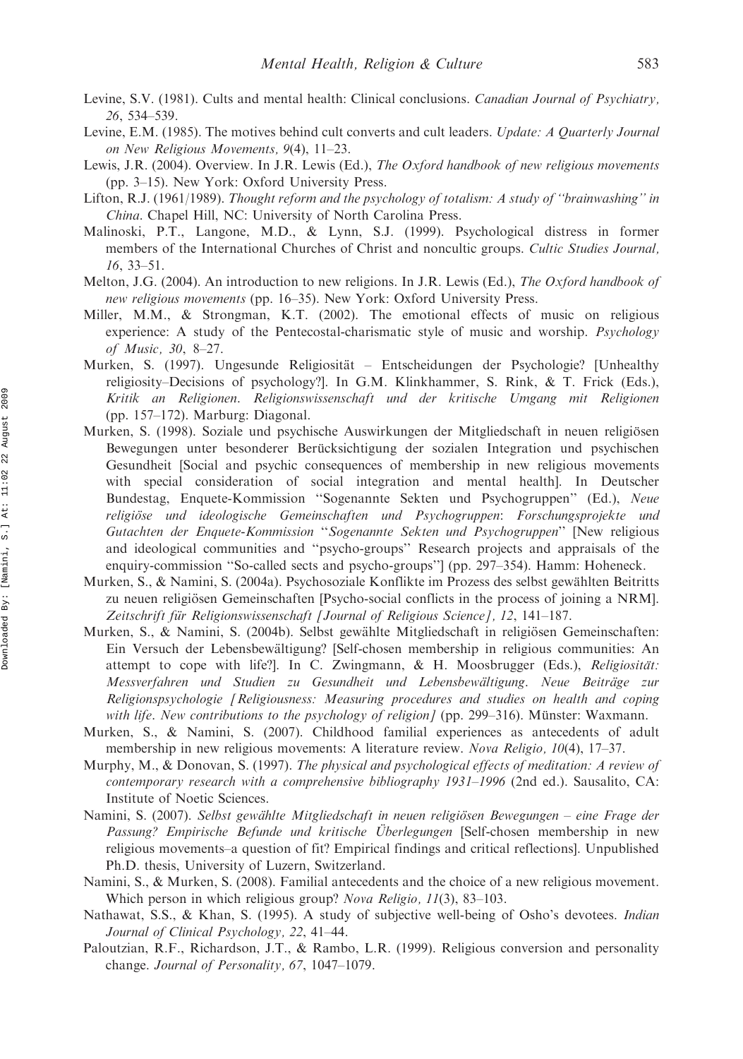Levine, S.V. (1981). Cults and mental health: Clinical conclusions. *Canadian Journal of Psychiatry, 26*, 534–539.

Levine, E.M. (1985). The motives behind cult converts and cult leaders. *Update: A Quarterly Journal on New Religious Movements, 9*(4), 11–23.

Lewis, J.R. (2004). Overview. In J.R. Lewis (Ed.), *The Oxford handbook of new religious movements* (pp. 3–15). New York: Oxford University Press.

Lifton, R.J. (1961/1989). *Thought reform and the psychology of totalism: A study of "brainwashing" in China*. Chapel Hill, NC: University of North Carolina Press.

Malinoski, P.T., Langone, M.D., & Lynn, S.J. (1999). Psychological distress in former members of the International Churches of Christ and noncultic groups. *Cultic Studies Journal, 16*, 33–51.

Melton, J.G. (2004). An introduction to new religions. In J.R. Lewis (Ed.), *The Oxford handbook of new religious movements* (pp. 16–35). New York: Oxford University Press.

Miller, M.M., & Strongman, K.T. (2002). The emotional effects of music on religious experience: A study of the Pentecostal-charismatic style of music and worship. *Psychology of Music, 30*, 8–27.

Murken, S. (1997). Ungesunde Religiosität – Entscheidungen der Psychologie? [Unhealthy religiosity–Decisions of psychology?]. In G.M. Klinkhammer, S. Rink, & T. Frick (Eds.), *Kritik an Religionen. Religionswissenschaft und der kritische Umgang mit Religionen* (pp. 157–172). Marburg: Diagonal.

Murken, S. (1998). Soziale und psychische Auswirkungen der Mitgliedschaft in neuen religiösen Bewegungen unter besonderer Berücksichtigung der sozialen Integration und psychischen Gesundheit [Social and psychic consequences of membership in new religious movements with special consideration of social integration and mental health]. In Deutscher Bundestag, Enquete-Kommission "Sogenannte Sekten und Psychogruppen" (Ed.), *Neue religiöse und ideologische Gemeinschaften und Psychogruppen*: *Forschungsprojekte und Gutachten der Enquete-Kommission "Sogenannte Sekten und Psychogruppen"* [New religious and ideological communities and "psycho-groups" Research projects and appraisals of the enquiry-commission "So-called sects and psycho-groups"] (pp. 297–354). Hamm: Hoheneck.

Murken, S., & Namini, S. (2004a). Psychosoziale Konflikte im Prozess des selbst gewählten Beitritts zu neuen religiösen Gemeinschaften [Psycho-social conflicts in the process of joining a NRM]. *Zeitschrift für Religionswissenschaft [Journal of Religious Science], 12*, 141–187.

Murken, S., & Namini, S. (2004b). Selbst gewählte Mitgliedschaft in religiösen Gemeinschaften: Ein Versuch der Lebensbewältigung? [Self-chosen membership in religious communities: An attempt to cope with life?]. In C. Zwingmann, & H. Moosbrugger (Eds.), *Religiosität: Messverfahren und Studien zu Gesundheit und Lebensbewältigung. Neue Beiträge zur Religionspsychologie [Religiousness: Measuring procedures and studies on health and coping with life. New contributions to the psychology of religion]* (pp. 299–316). Münster: Waxmann.

Murken, S., & Namini, S. (2007). Childhood familial experiences as antecedents of adult membership in new religious movements: A literature review. *Nova Religio, 10*(4), 17–37.

Murphy, M., & Donovan, S. (1997). *The physical and psychological effects of meditation: A review of contemporary research with a comprehensive bibliography 1931–1996* (2nd ed.). Sausalito, CA: Institute of Noetic Sciences.

Namini, S. (2007). *Selbst gewählte Mitgliedschaft in neuen religiösen Bewegungen – eine Frage der Passung? Empirische Befunde und kritische Überlegungen* [Self-chosen membership in new religious movements–a question of fit? Empirical findings and critical reflections]. Unpublished Ph.D. thesis, University of Luzern, Switzerland.

Namini, S., & Murken, S. (2008). Familial antecedents and the choice of a new religious movement. Which person in which religious group? *Nova Religio, 11*(3), 83–103.

Nathawat, S.S., & Khan, S. (1995). A study of subjective well-being of Osho's devotees. *Indian Journal of Clinical Psychology, 22*, 41–44.

Paloutzian, R.F., Richardson, J.T., & Rambo, L.R. (1999). Religious conversion and personality change. *Journal of Personality, 67*, 1047–1079.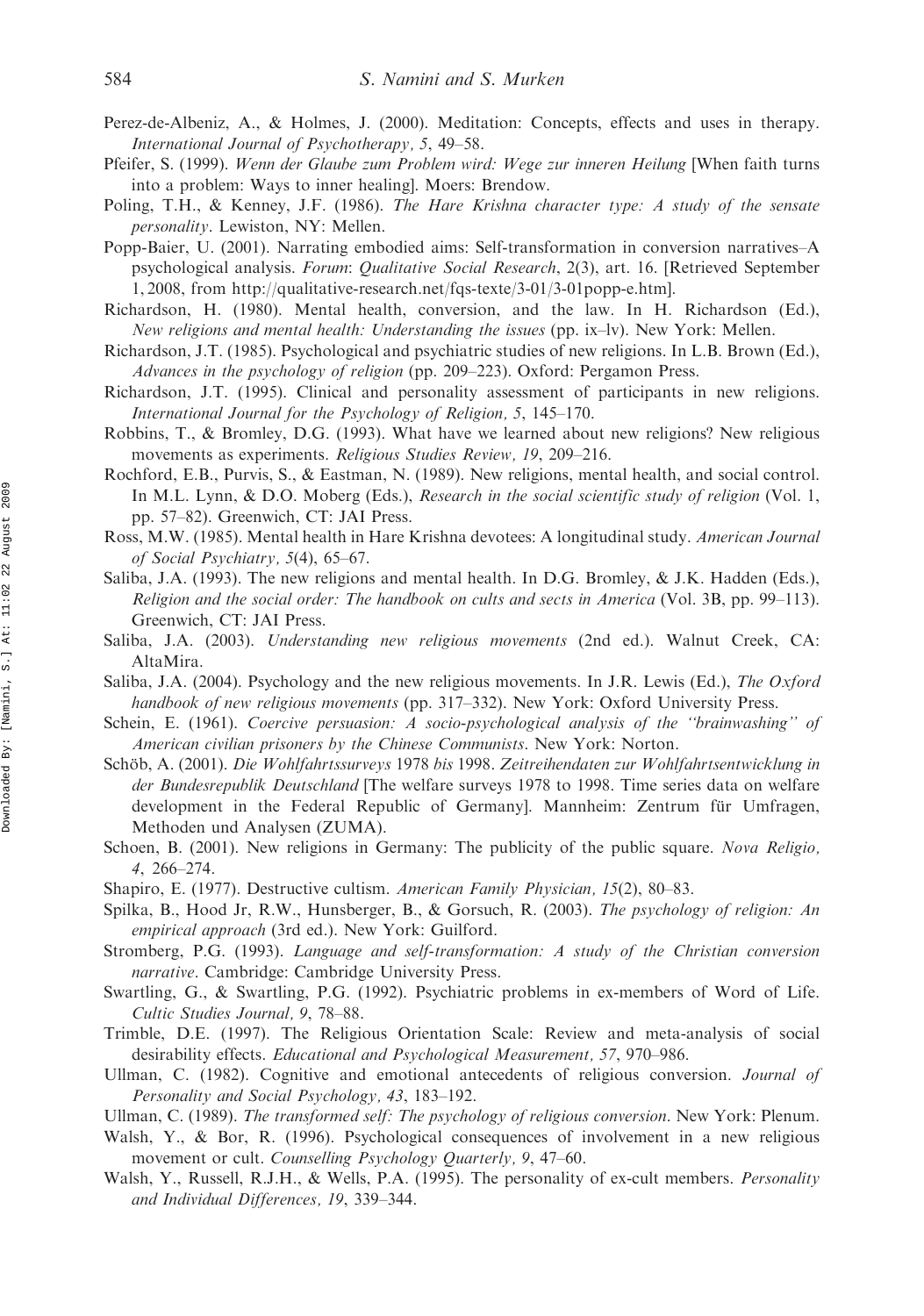Perez-de-Albeniz, A., & Holmes, J. (2000). Meditation: Concepts, effects and uses in therapy. *International Journal of Psychotherapy, 5*, 49–58.

Pfeifer, S. (1999). *Wenn der Glaube zum Problem wird: Wege zur inneren Heilung* [When faith turns into a problem: Ways to inner healing]. Moers: Brendow.

Poling, T.H., & Kenney, J.F. (1986). *The Hare Krishna character type: A study of the sensate personality*. Lewiston, NY: Mellen.

Popp-Baier, U. (2001). Narrating embodied aims: Self-transformation in conversion narratives–A psychological analysis. *Forum*: *Qualitative Social Research*, 2(3), art. 16. [Retrieved September 1, 2008, from http://qualitative-research.net/fqs-texte/3-01/3-01popp-e.htm].

Richardson, H. (1980). Mental health, conversion, and the law. In H. Richardson (Ed.), *New religions and mental health: Understanding the issues* (pp. ix–lv). New York: Mellen.

Richardson, J.T. (1985). Psychological and psychiatric studies of new religions. In L.B. Brown (Ed.), *Advances in the psychology of religion* (pp. 209–223). Oxford: Pergamon Press.

Richardson, J.T. (1995). Clinical and personality assessment of participants in new religions. *International Journal for the Psychology of Religion, 5*, 145–170.

Robbins, T., & Bromley, D.G. (1993). What have we learned about new religions? New religious movements as experiments. *Religious Studies Review, 19*, 209–216.

Rochford, E.B., Purvis, S., & Eastman, N. (1989). New religions, mental health, and social control. In M.L. Lynn, & D.O. Moberg (Eds.), *Research in the social scientific study of religion* (Vol. 1, pp. 57–82). Greenwich, CT: JAI Press.

Ross, M.W. (1985). Mental health in Hare Krishna devotees: A longitudinal study. *American Journal of Social Psychiatry, 5*(4), 65–67.

Saliba, J.A. (1993). The new religions and mental health. In D.G. Bromley, & J.K. Hadden (Eds.), *Religion and the social order: The handbook on cults and sects in America* (Vol. 3B, pp. 99–113). Greenwich, CT: JAI Press.

Saliba, J.A. (2003). *Understanding new religious movements* (2nd ed.). Walnut Creek, CA: AltaMira.

Saliba, J.A. (2004). Psychology and the new religious movements. In J.R. Lewis (Ed.), *The Oxford handbook of new religious movements* (pp. 317–332). New York: Oxford University Press.

Schein, E. (1961). *Coercive persuasion: A socio-psychological analysis of the ''brainwashing'' of American civilian prisoners by the Chinese Communists*. New York: Norton.

Schöb, A. (2001). *Die Wohlfahrtssurveys 1978 bis 1998. Zeitreihendaten zur Wohlfahrtsentwicklung in der Bundesrepublik Deutschland* [The welfare surveys 1978 to 1998. Time series data on welfare development in the Federal Republic of Germany]. Mannheim: Zentrum für Umfragen, Methoden und Analysen (ZUMA).

Schoen, B. (2001). New religions in Germany: The publicity of the public square. *Nova Religio, 4*, 266–274.

Shapiro, E. (1977). Destructive cultism. *American Family Physician, 15*(2), 80–83.

Spilka, B., Hood Jr, R.W., Hunsberger, B., & Gorsuch, R. (2003). *The psychology of religion: An empirical approach* (3rd ed.). New York: Guilford.

Stromberg, P.G. (1993). *Language and self-transformation: A study of the Christian conversion narrative*. Cambridge: Cambridge University Press.

Swartling, G., & Swartling, P.G. (1992). Psychiatric problems in ex-members of Word of Life. *Cultic Studies Journal, 9*, 78–88.

Trimble, D.E. (1997). The Religious Orientation Scale: Review and meta-analysis of social desirability effects. *Educational and Psychological Measurement, 57*, 970–986.

Ullman, C. (1982). Cognitive and emotional antecedents of religious conversion. *Journal of Personality and Social Psychology, 43*, 183–192.

Ullman, C. (1989). *The transformed self: The psychology of religious conversion*. New York: Plenum.

Walsh, Y., & Bor, R. (1996). Psychological consequences of involvement in a new religious movement or cult. *Counselling Psychology Quarterly, 9*, 47–60.

Walsh, Y., Russell, R.J.H., & Wells, P.A. (1995). The personality of ex-cult members. *Personality and Individual Differences, 19*, 339–344.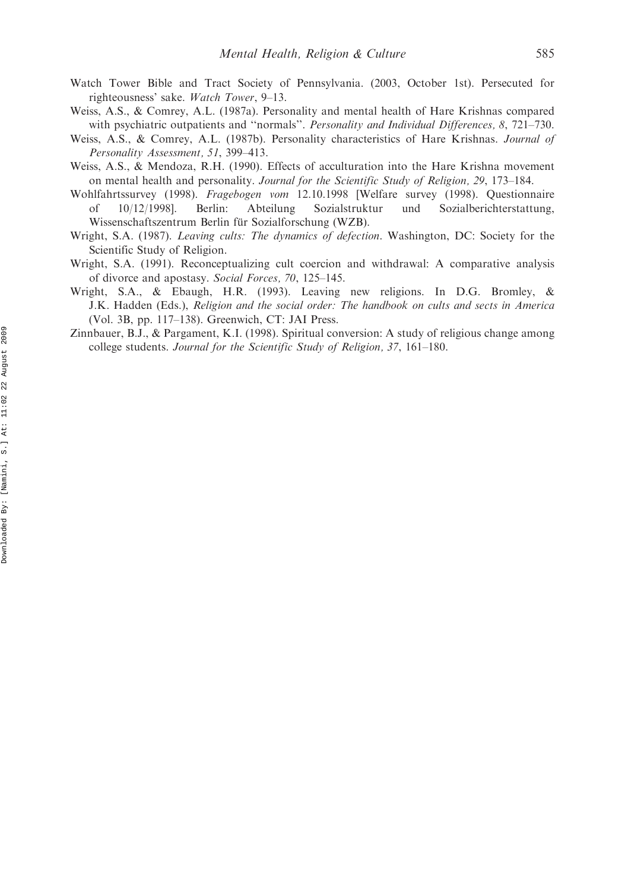Watch Tower Bible and Tract Society of Pennsylvania. (2003, October 1st). Persecuted for righteousness' sake. *Watch Tower*, 9–13.

Weiss, A.S., & Comrey, A.L. (1987a). Personality and mental health of Hare Krishnas compared with psychiatric outpatients and ''normals''. *Personality and Individual Differences, 8*, 721–730.

Weiss, A.S., & Comrey, A.L. (1987b). Personality characteristics of Hare Krishnas. *Journal of Personality Assessment, 51*, 399–413.

Weiss, A.S., & Mendoza, R.H. (1990). Effects of acculturation into the Hare Krishna movement on mental health and personality. *Journal for the Scientific Study of Religion, 29*, 173–184.

Wohlfahrtssurvey (1998). *Fragebogen vom* 12.10.1998 [Welfare survey (1998). Questionnaire of 10/12/1998]. Berlin: Abteilung Sozialstruktur und Sozialberichterstattung, Wissenschaftszentrum Berlin für Sozialforschung (WZB).

Wright, S.A. (1987). *Leaving cults: The dynamics of defection*. Washington, DC: Society for the Scientific Study of Religion.

Wright, S.A. (1991). Reconceptualizing cult coercion and withdrawal: A comparative analysis of divorce and apostasy. *Social Forces, 70*, 125–145.

Wright, S.A., & Ebaugh, H.R. (1993). Leaving new religions. In D.G. Bromley, & J.K. Hadden (Eds.), *Religion and the social order: The handbook on cults and sects in America* (Vol. 3B, pp. 117–138). Greenwich, CT: JAI Press.

Zinnbauer, B.J., & Pargament, K.I. (1998). Spiritual conversion: A study of religious change among college students. *Journal for the Scientific Study of Religion, 37*, 161–180.